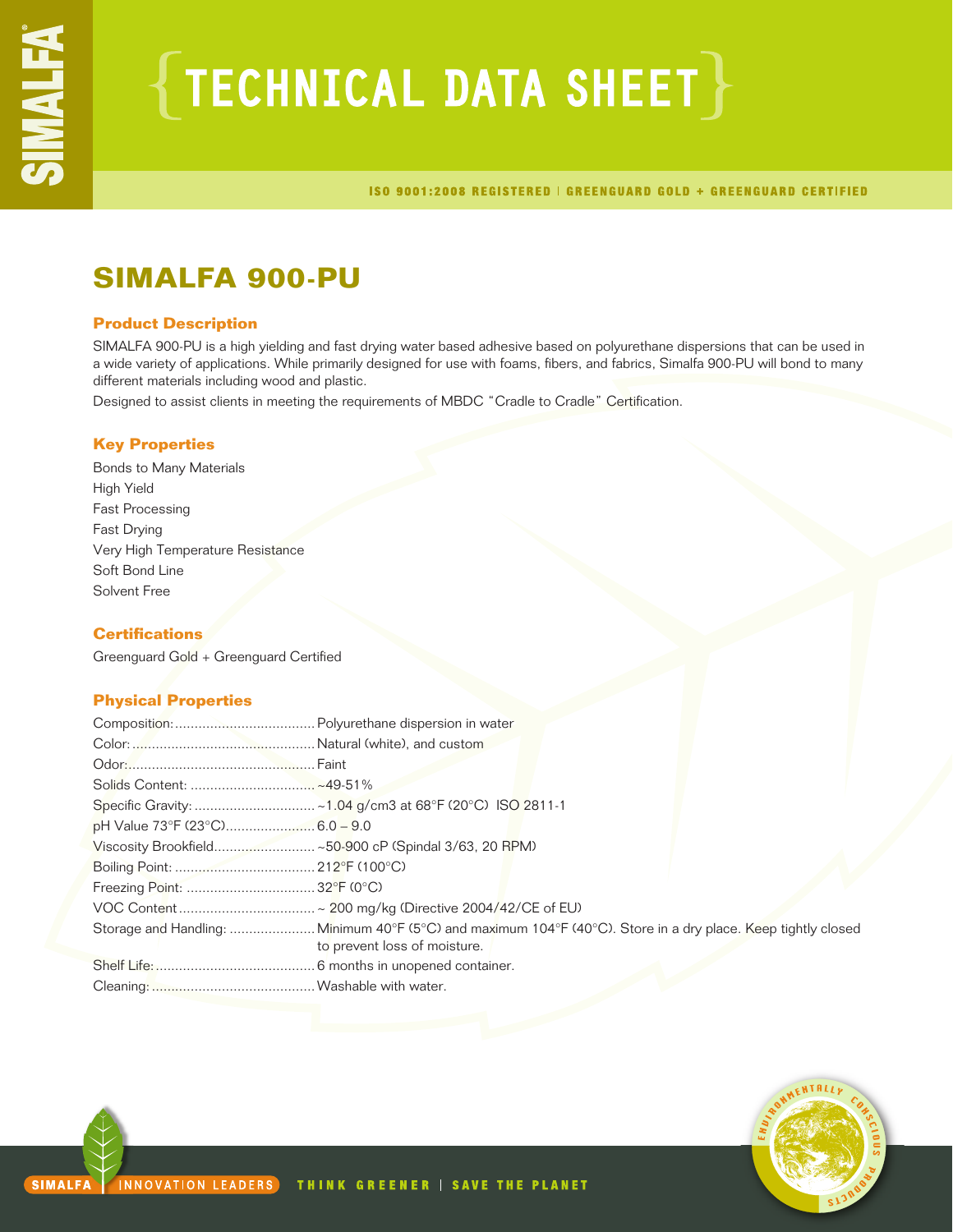# TECHNICAL DATA SHEET

ISO 9001:2008 REGISTERED | GREENGUARD GOLD + GREENGUARD CERTIFIED

## SIMALFA 900-PU

### Product Description

SIMALFA 900-PU is a high yielding and fast drying water based adhesive based on polyurethane dispersions that can be used in a wide variety of applications. While primarily designed for use with foams, fibers, and fabrics, Simalfa 900-PU will bond to many different materials including wood and plastic.

Designed to assist clients in meeting the requirements of MBDC "Cradle to Cradle" Certification.

### Key Properties

Bonds to Many Materials
High Yield
Fast Processing
Fast Drying
Very High Temperature Resistance
Soft Bond Line
Solvent Free

### Certifications

Greenguard Gold + Greenguard Certified

### Physical Properties

| | |
|---|---|
| Composition: | Polyurethane dispersion in water |
| Color: | Natural (white), and custom |
| Odor: | Faint |
| Solids Content: | ~49-51% |
| Specific Gravity: | ~1.04 g/cm3 at 68°F (20°C) ISO 2811-1 |
| pH Value 73°F (23°C) | 6.0 – 9.0 |
| Viscosity Brookfield | ~50-900 cP (Spindal 3/63, 20 RPM) |
| Boiling Point: | 212°F (100°C) |
| Freezing Point: | 32°F (0°C) |
| VOC Content | ~ 200 mg/kg (Directive 2004/42/CE of EU) |
| Storage and Handling: | Minimum 40°F (5°C) and maximum 104°F (40°C). Store in a dry place. Keep tightly closed to prevent loss of moisture. |
| Shelf Life: | 6 months in unopened container. |
| Cleaning: | Washable with water. |

SIMALFA | INNOVATION LEADERS THINK GREENER | SAVE THE PLANET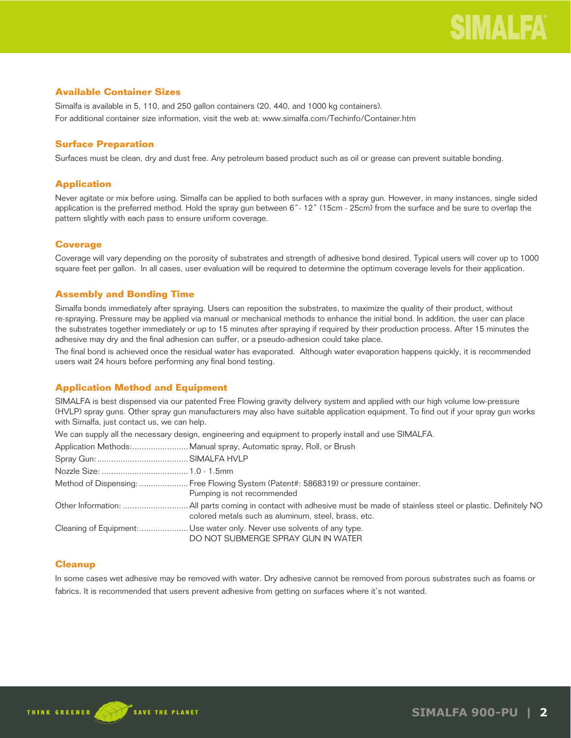## Available Container Sizes

Simalfa is available in 5, 110, and 250 gallon containers (20, 440, and 1000 kg containers).
For additional container size information, visit the web at: www.simalfa.com/Techinfo/Container.htm

## Surface Preparation

Surfaces must be clean, dry and dust free. Any petroleum based product such as oil or grease can prevent suitable bonding.

## Application

Never agitate or mix before using. Simalfa can be applied to both surfaces with a spray gun. However, in many instances, single sided application is the preferred method. Hold the spray gun between 6"- 12" (15cm - 25cm) from the surface and be sure to overlap the pattern slightly with each pass to ensure uniform coverage.

## Coverage

Coverage will vary depending on the porosity of substrates and strength of adhesive bond desired. Typical users will cover up to 1000 square feet per gallon. In all cases, user evaluation will be required to determine the optimum coverage levels for their application.

## Assembly and Bonding Time

Simalfa bonds immediately after spraying. Users can reposition the substrates, to maximize the quality of their product, without re-spraying. Pressure may be applied via manual or mechanical methods to enhance the initial bond. In addition, the user can place the substrates together immediately or up to 15 minutes after spraying if required by their production process. After 15 minutes the adhesive may dry and the final adhesion can suffer, or a pseudo-adhesion could take place.

The final bond is achieved once the residual water has evaporated. Although water evaporation happens quickly, it is recommended users wait 24 hours before performing any final bond testing.

## Application Method and Equipment

SIMALFA is best dispensed via our patented Free Flowing gravity delivery system and applied with our high volume low-pressure (HVLP) spray guns. Other spray gun manufacturers may also have suitable application equipment. To find out if your spray gun works with Simalfa, just contact us, we can help.

We can supply all the necessary design, engineering and equipment to properly install and use SIMALFA.

| | |
|---|---|
| Application Methods: | Manual spray, Automatic spray, Roll, or Brush |
| Spray Gun: | SIMALFA HVLP |
| Nozzle Size: | 1.0 - 1.5mm |
| Method of Dispensing: | Free Flowing System (Patent#: 5868319) or pressure container. Pumping is not recommended |
| Other Information: | All parts coming in contact with adhesive must be made of stainless steel or plastic. Definitely NO colored metals such as aluminum, steel, brass, etc. |
| Cleaning of Equipment: | Use water only. Never use solvents of any type. DO NOT SUBMERGE SPRAY GUN IN WATER |

## Cleanup

In some cases wet adhesive may be removed with water. Dry adhesive cannot be removed from porous substrates such as foams or fabrics. It is recommended that users prevent adhesive from getting on surfaces where it's not wanted.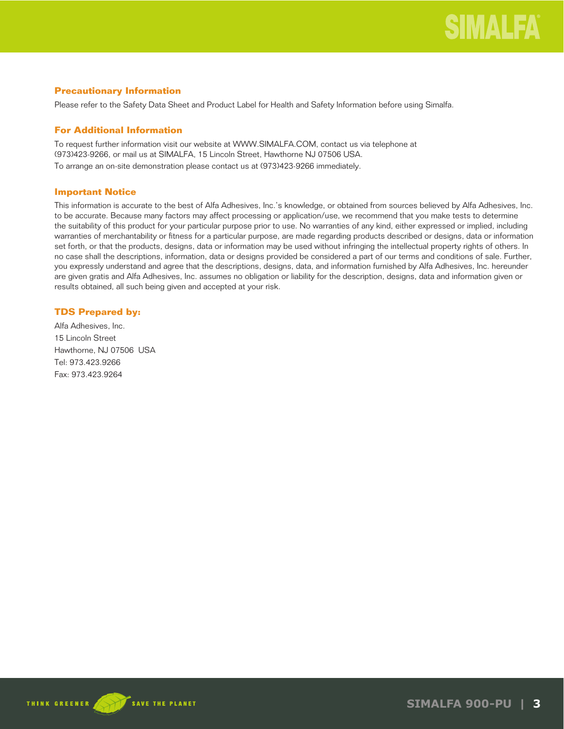## Precautionary Information

Please refer to the Safety Data Sheet and Product Label for Health and Safety Information before using Simalfa.

## For Additional Information

To request further information visit our website at WWW.SIMALFA.COM, contact us via telephone at (973)423-9266, or mail us at SIMALFA, 15 Lincoln Street, Hawthorne NJ 07506 USA.

To arrange an on-site demonstration please contact us at (973)423-9266 immediately.

## Important Notice

This information is accurate to the best of Alfa Adhesives, Inc.'s knowledge, or obtained from sources believed by Alfa Adhesives, Inc. to be accurate. Because many factors may affect processing or application/use, we recommend that you make tests to determine the suitability of this product for your particular purpose prior to use. No warranties of any kind, either expressed or implied, including warranties of merchantability or fitness for a particular purpose, are made regarding products described or designs, data or information set forth, or that the products, designs, data or information may be used without infringing the intellectual property rights of others. In no case shall the descriptions, information, data or designs provided be considered a part of our terms and conditions of sale. Further, you expressly understand and agree that the descriptions, designs, data, and information furnished by Alfa Adhesives, Inc. hereunder are given gratis and Alfa Adhesives, Inc. assumes no obligation or liability for the description, designs, data and information given or results obtained, all such being given and accepted at your risk.

## TDS Prepared by:

Alfa Adhesives, Inc.
15 Lincoln Street
Hawthorne, NJ 07506 USA
Tel: 973.423.9266
Fax: 973.423.9264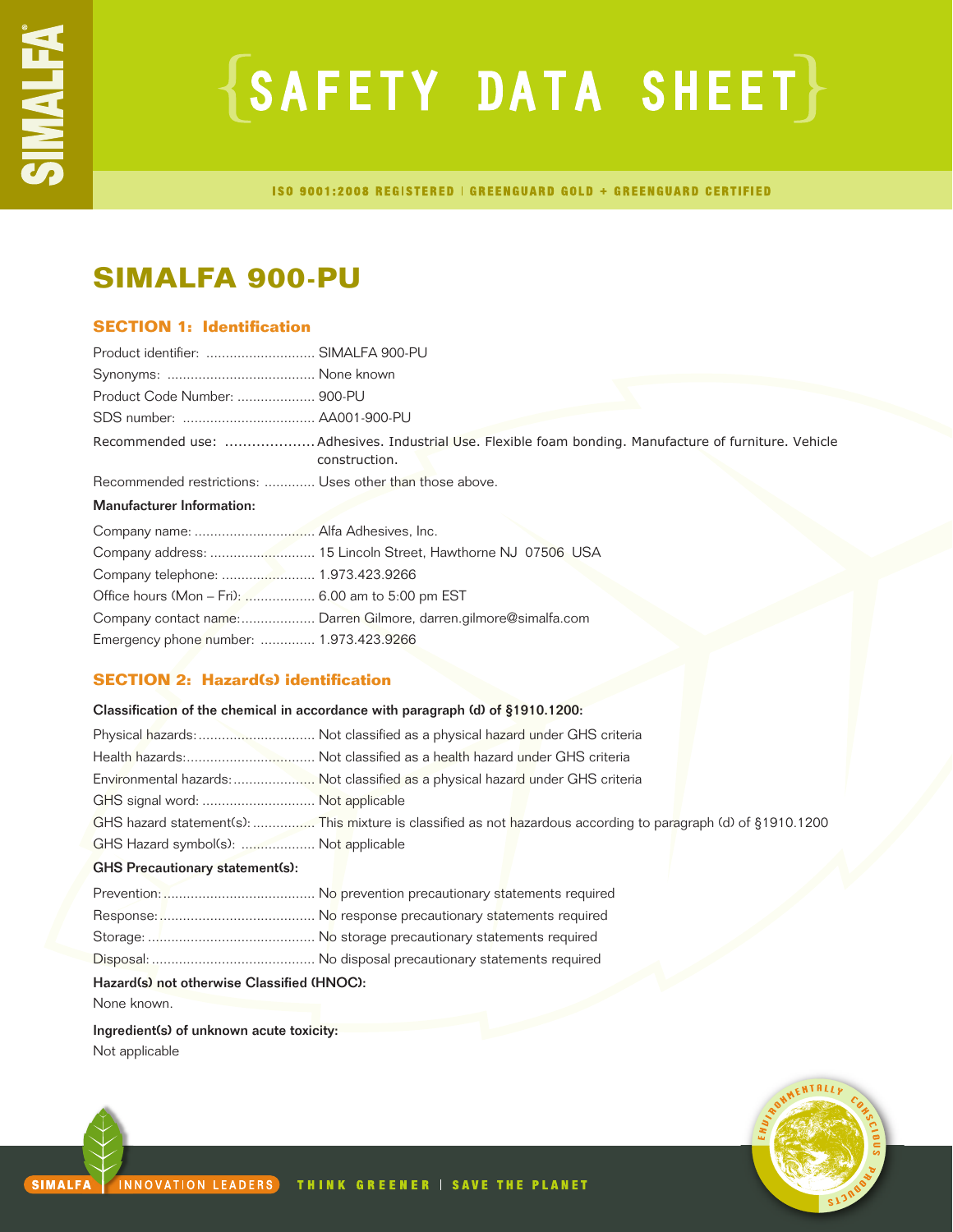# SAFETY DATA SHEET

ISO 9001:2008 REGISTERED | GREENGUARD GOLD + GREENGUARD CERTIFIED

## SIMALFA 900-PU

### SECTION 1: Identification

Product identifier: ............................ SIMALFA 900-PU

Synonyms: ...................................... None known

Product Code Number: .................... 900-PU

SDS number: .................................. AA001-900-PU

Recommended use: .................... Adhesives. Industrial Use. Flexible foam bonding. Manufacture of furniture. Vehicle construction.

Recommended restrictions: ............. Uses other than those above.

**Manufacturer Information:**

Company name: ............................... Alfa Adhesives, Inc.

Company address: ........................... 15 Lincoln Street, Hawthorne NJ 07506 USA

Company telephone: ........................ 1.973.423.9266

Office hours (Mon – Fri): .................. 6.00 am to 5:00 pm EST

Company contact name:................... Darren Gilmore, darren.gilmore@simalfa.com

Emergency phone number: .............. 1.973.423.9266

### SECTION 2: Hazard(s) identification

**Classification of the chemical in accordance with paragraph (d) of §1910.1200:**

Physical hazards:.............................. Not classified as a physical hazard under GHS criteria

Health hazards:................................. Not classified as a health hazard under GHS criteria

Environmental hazards:..................... Not classified as a physical hazard under GHS criteria

GHS signal word: ............................. Not applicable

GHS hazard statement(s):................ This mixture is classified as not hazardous according to paragraph (d) of §1910.1200

GHS Hazard symbol(s): ................... Not applicable

**GHS Precautionary statement(s):**

Prevention:....................................... No prevention precautionary statements required

Response:........................................ No response precautionary statements required

Storage: ........................................... No storage precautionary statements required

Disposal: .......................................... No disposal precautionary statements required

**Hazard(s) not otherwise Classified (HNOC):**

None known.

**Ingredient(s) of unknown acute toxicity:**

Not applicable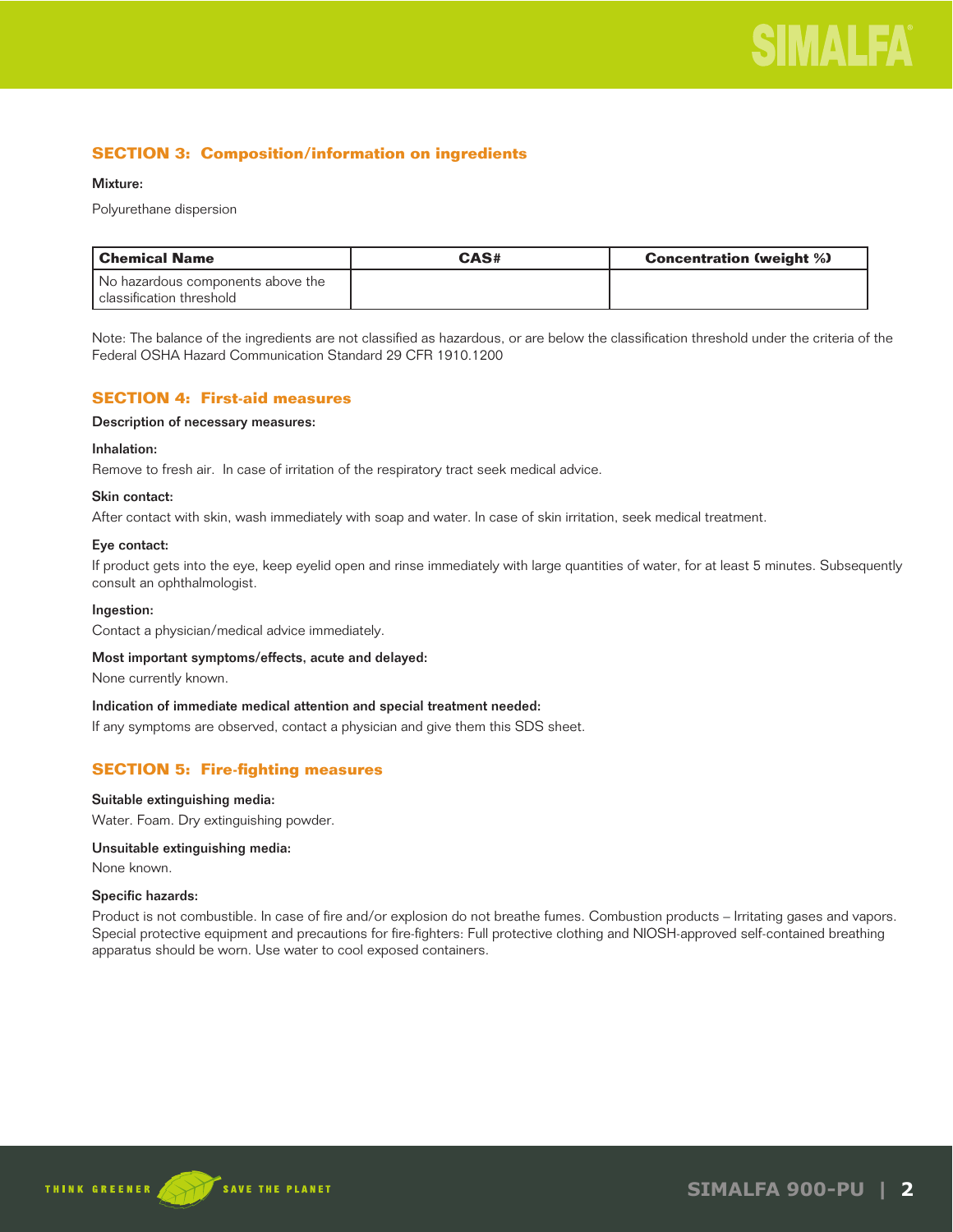## SECTION 3: Composition/information on ingredients

**Mixture:**

Polyurethane dispersion

| Chemical Name | CAS# | Concentration (weight %) |
| --- | --- | --- |
| No hazardous components above the classification threshold | | |

Note: The balance of the ingredients are not classified as hazardous, or are below the classification threshold under the criteria of the Federal OSHA Hazard Communication Standard 29 CFR 1910.1200

## SECTION 4: First-aid measures

**Description of necessary measures:**

**Inhalation:**

Remove to fresh air. In case of irritation of the respiratory tract seek medical advice.

**Skin contact:**

After contact with skin, wash immediately with soap and water. In case of skin irritation, seek medical treatment.

**Eye contact:**

If product gets into the eye, keep eyelid open and rinse immediately with large quantities of water, for at least 5 minutes. Subsequently consult an ophthalmologist.

**Ingestion:**

Contact a physician/medical advice immediately.

**Most important symptoms/effects, acute and delayed:**

None currently known.

**Indication of immediate medical attention and special treatment needed:**

If any symptoms are observed, contact a physician and give them this SDS sheet.

## SECTION 5: Fire-fighting measures

**Suitable extinguishing media:**

Water. Foam. Dry extinguishing powder.

**Unsuitable extinguishing media:**

None known.

**Specific hazards:**

Product is not combustible. In case of fire and/or explosion do not breathe fumes. Combustion products – Irritating gases and vapors. Special protective equipment and precautions for fire-fighters: Full protective clothing and NIOSH-approved self-contained breathing apparatus should be worn. Use water to cool exposed containers.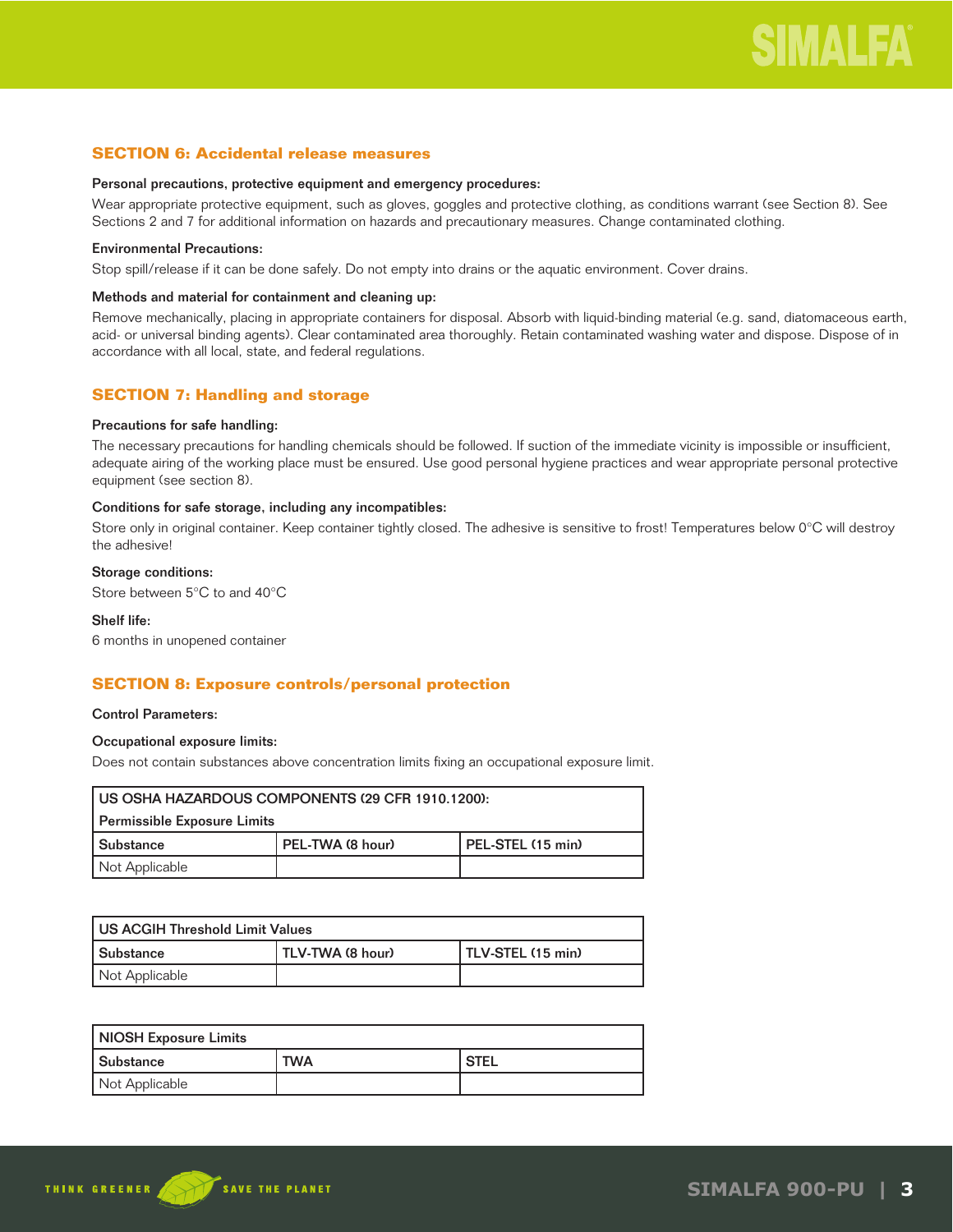## SECTION 6: Accidental release measures

**Personal precautions, protective equipment and emergency procedures:**

Wear appropriate protective equipment, such as gloves, goggles and protective clothing, as conditions warrant (see Section 8). See Sections 2 and 7 for additional information on hazards and precautionary measures. Change contaminated clothing.

**Environmental Precautions:**

Stop spill/release if it can be done safely. Do not empty into drains or the aquatic environment. Cover drains.

**Methods and material for containment and cleaning up:**

Remove mechanically, placing in appropriate containers for disposal. Absorb with liquid-binding material (e.g. sand, diatomaceous earth, acid- or universal binding agents). Clear contaminated area thoroughly. Retain contaminated washing water and dispose. Dispose of in accordance with all local, state, and federal regulations.

## SECTION 7: Handling and storage

**Precautions for safe handling:**

The necessary precautions for handling chemicals should be followed. If suction of the immediate vicinity is impossible or insufficient, adequate airing of the working place must be ensured. Use good personal hygiene practices and wear appropriate personal protective equipment (see section 8).

**Conditions for safe storage, including any incompatibles:**

Store only in original container. Keep container tightly closed. The adhesive is sensitive to frost! Temperatures below 0°C will destroy the adhesive!

**Storage conditions:**

Store between 5°C to and 40°C

**Shelf life:**

6 months in unopened container

## SECTION 8: Exposure controls/personal protection

**Control Parameters:**

**Occupational exposure limits:**

Does not contain substances above concentration limits fixing an occupational exposure limit.

| US OSHA HAZARDOUS COMPONENTS (29 CFR 1910.1200): Permissible Exposure Limits | | |
|---|---|---|
| Substance | PEL-TWA (8 hour) | PEL-STEL (15 min) |
| Not Applicable | | |

| US ACGIH Threshold Limit Values | | |
|---|---|---|
| Substance | TLV-TWA (8 hour) | TLV-STEL (15 min) |
| Not Applicable | | |

| NIOSH Exposure Limits | | |
|---|---|---|
| Substance | TWA | STEL |
| Not Applicable | | |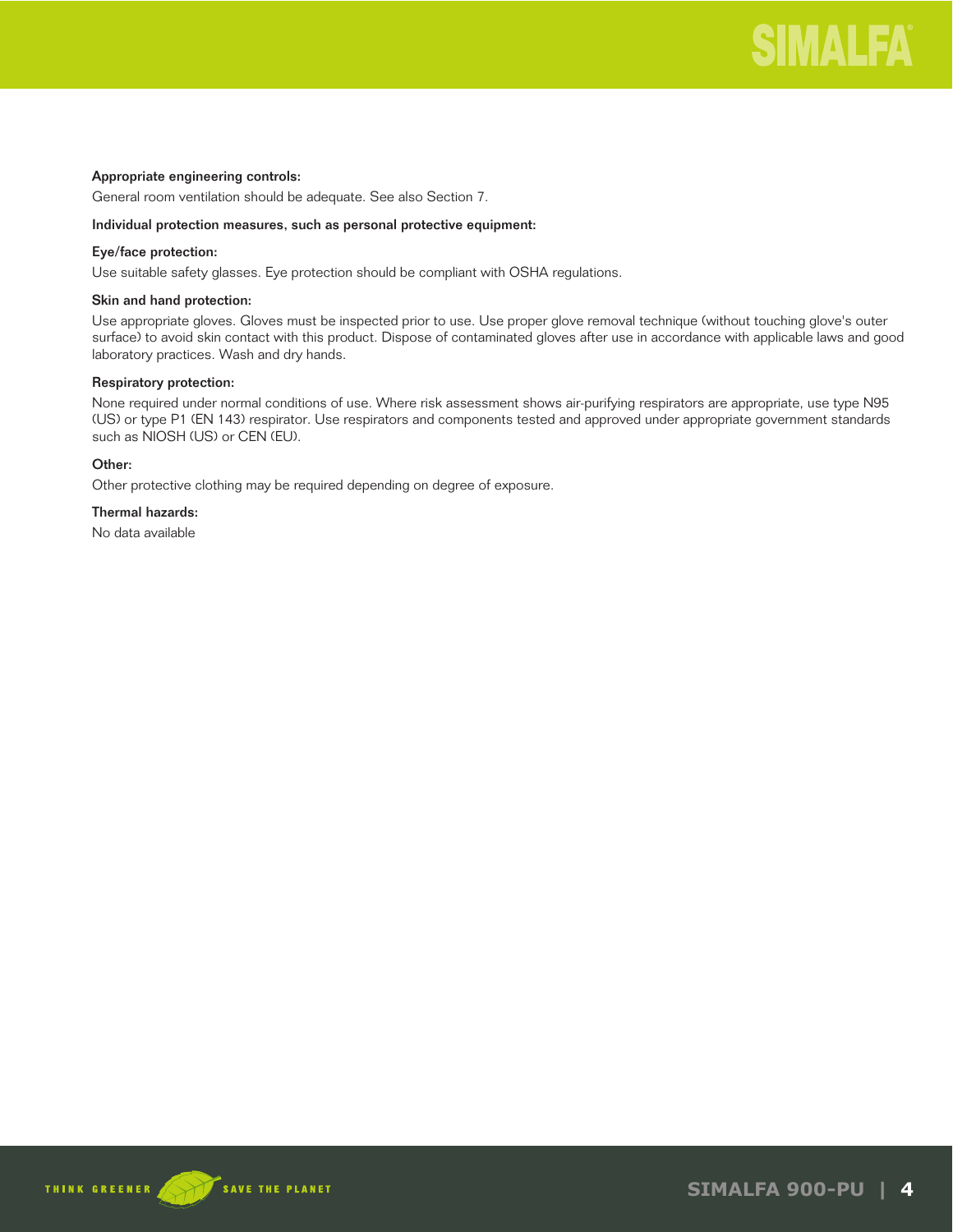**Appropriate engineering controls:**

General room ventilation should be adequate. See also Section 7.

**Individual protection measures, such as personal protective equipment:**

**Eye/face protection:**

Use suitable safety glasses. Eye protection should be compliant with OSHA regulations.

**Skin and hand protection:**

Use appropriate gloves. Gloves must be inspected prior to use. Use proper glove removal technique (without touching glove's outer surface) to avoid skin contact with this product. Dispose of contaminated gloves after use in accordance with applicable laws and good laboratory practices. Wash and dry hands.

**Respiratory protection:**

None required under normal conditions of use. Where risk assessment shows air-purifying respirators are appropriate, use type N95 (US) or type P1 (EN 143) respirator. Use respirators and components tested and approved under appropriate government standards such as NIOSH (US) or CEN (EU).

**Other:**

Other protective clothing may be required depending on degree of exposure.

**Thermal hazards:**

No data available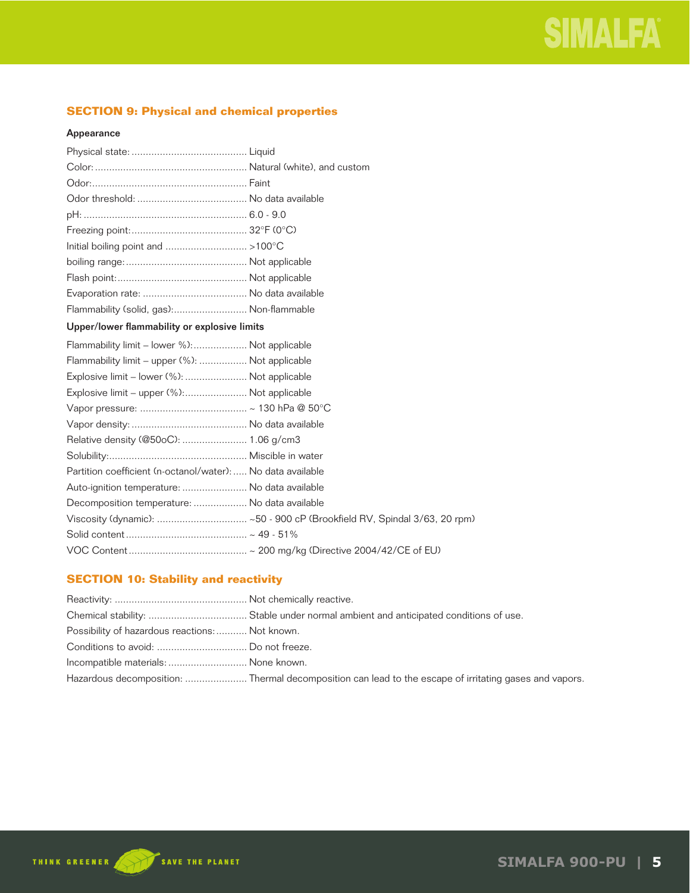## SECTION 9: Physical and chemical properties

**Appearance**

Physical state: ......................................... Liquid
Color: ..................................................... Natural (white), and custom
Odor: ...................................................... Faint
Odor threshold: ....................................... No data available
pH: ........................................................ 6.0 - 9.0
Freezing point: ......................................... 32°F (0°C)
Initial boiling point and ............................ >100°C
boiling range: ........................................... Not applicable
Flash point: .............................................. Not applicable
Evaporation rate: ..................................... No data available
Flammability (solid, gas): .......................... Non-flammable

**Upper/lower flammability or explosive limits**

Flammability limit – lower %): ................... Not applicable
Flammability limit – upper (%): ................. Not applicable
Explosive limit – lower (%): ...................... Not applicable
Explosive limit – upper (%): ...................... Not applicable
Vapor pressure: ....................................... ~ 130 hPa @ 50°C
Vapor density: ......................................... No data available
Relative density (@50oC): ....................... 1.06 g/cm3
Solubility: ................................................ Miscible in water
Partition coefficient (n-octanol/water): ..... No data available
Auto-ignition temperature: ....................... No data available
Decomposition temperature: ................... No data available
Viscosity (dynamic): ................................ ~50 - 900 cP (Brookfield RV, Spindal 3/63, 20 rpm)
Solid content ........................................... ~ 49 - 51%
VOC Content .......................................... ~ 200 mg/kg (Directive 2004/42/CE of EU)

## SECTION 10: Stability and reactivity

Reactivity: ............................................... Not chemically reactive.
Chemical stability: ................................... Stable under normal ambient and anticipated conditions of use.
Possibility of hazardous reactions: ........... Not known.
Conditions to avoid: ................................ Do not freeze.
Incompatible materials: ............................ None known.
Hazardous decomposition: ....................... Thermal decomposition can lead to the escape of irritating gases and vapors.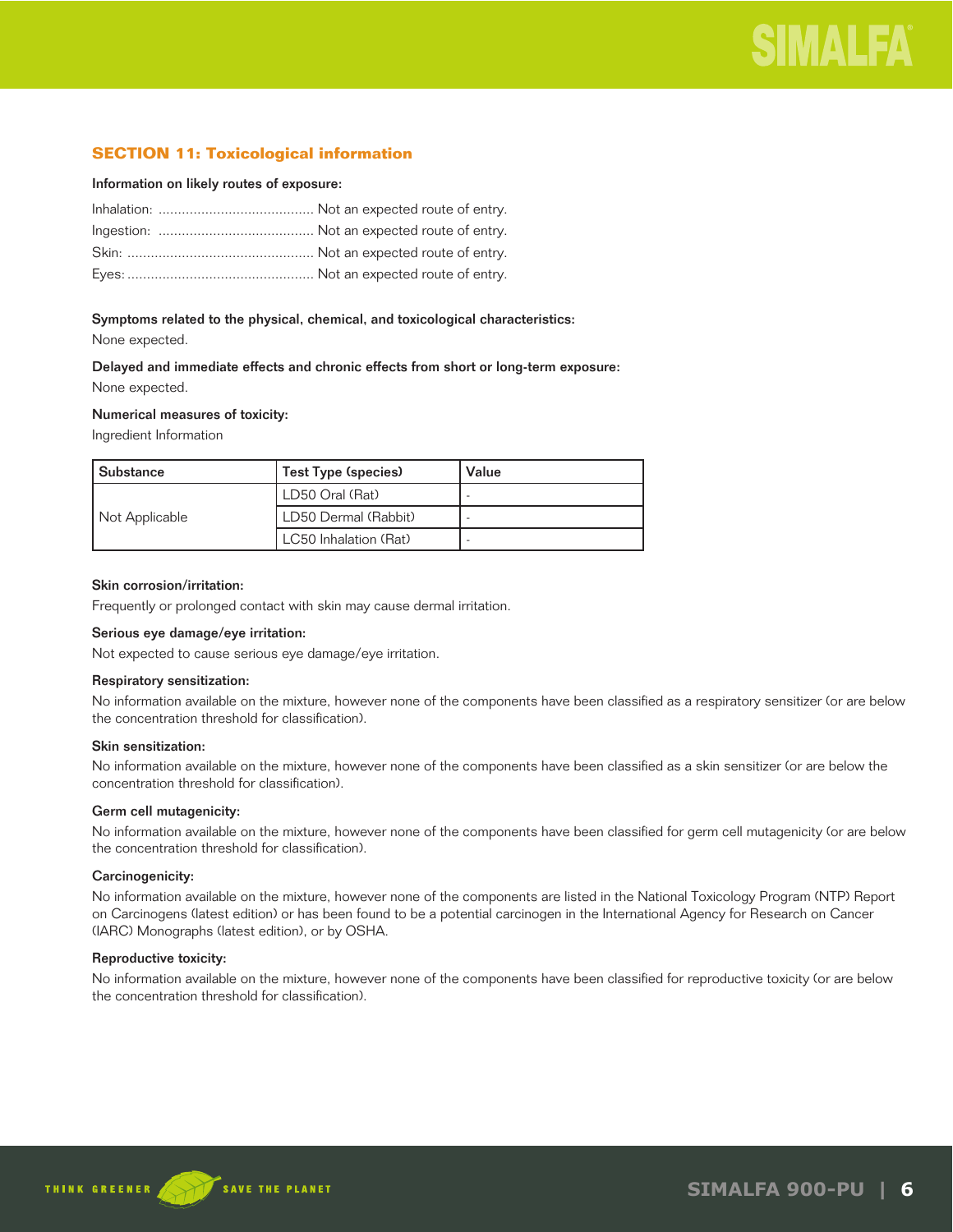## SECTION 11: Toxicological information

**Information on likely routes of exposure:**

Inhalation: ........................................ Not an expected route of entry.
Ingestion: ........................................ Not an expected route of entry.
Skin: ................................................ Not an expected route of entry.
Eyes: ................................................ Not an expected route of entry.

**Symptoms related to the physical, chemical, and toxicological characteristics:**
None expected.

**Delayed and immediate effects and chronic effects from short or long-term exposure:**
None expected.

**Numerical measures of toxicity:**
Ingredient Information

| Substance | Test Type (species) | Value |
|---|---|---|
| Not Applicable | LD50 Oral (Rat) | - |
| | LD50 Dermal (Rabbit) | - |
| | LC50 Inhalation (Rat) | - |

**Skin corrosion/irritation:**
Frequently or prolonged contact with skin may cause dermal irritation.

**Serious eye damage/eye irritation:**
Not expected to cause serious eye damage/eye irritation.

**Respiratory sensitization:**
No information available on the mixture, however none of the components have been classified as a respiratory sensitizer (or are below the concentration threshold for classification).

**Skin sensitization:**
No information available on the mixture, however none of the components have been classified as a skin sensitizer (or are below the concentration threshold for classification).

**Germ cell mutagenicity:**
No information available on the mixture, however none of the components have been classified for germ cell mutagenicity (or are below the concentration threshold for classification).

**Carcinogenicity:**
No information available on the mixture, however none of the components are listed in the National Toxicology Program (NTP) Report on Carcinogens (latest edition) or has been found to be a potential carcinogen in the International Agency for Research on Cancer (IARC) Monographs (latest edition), or by OSHA.

**Reproductive toxicity:**
No information available on the mixture, however none of the components have been classified for reproductive toxicity (or are below the concentration threshold for classification).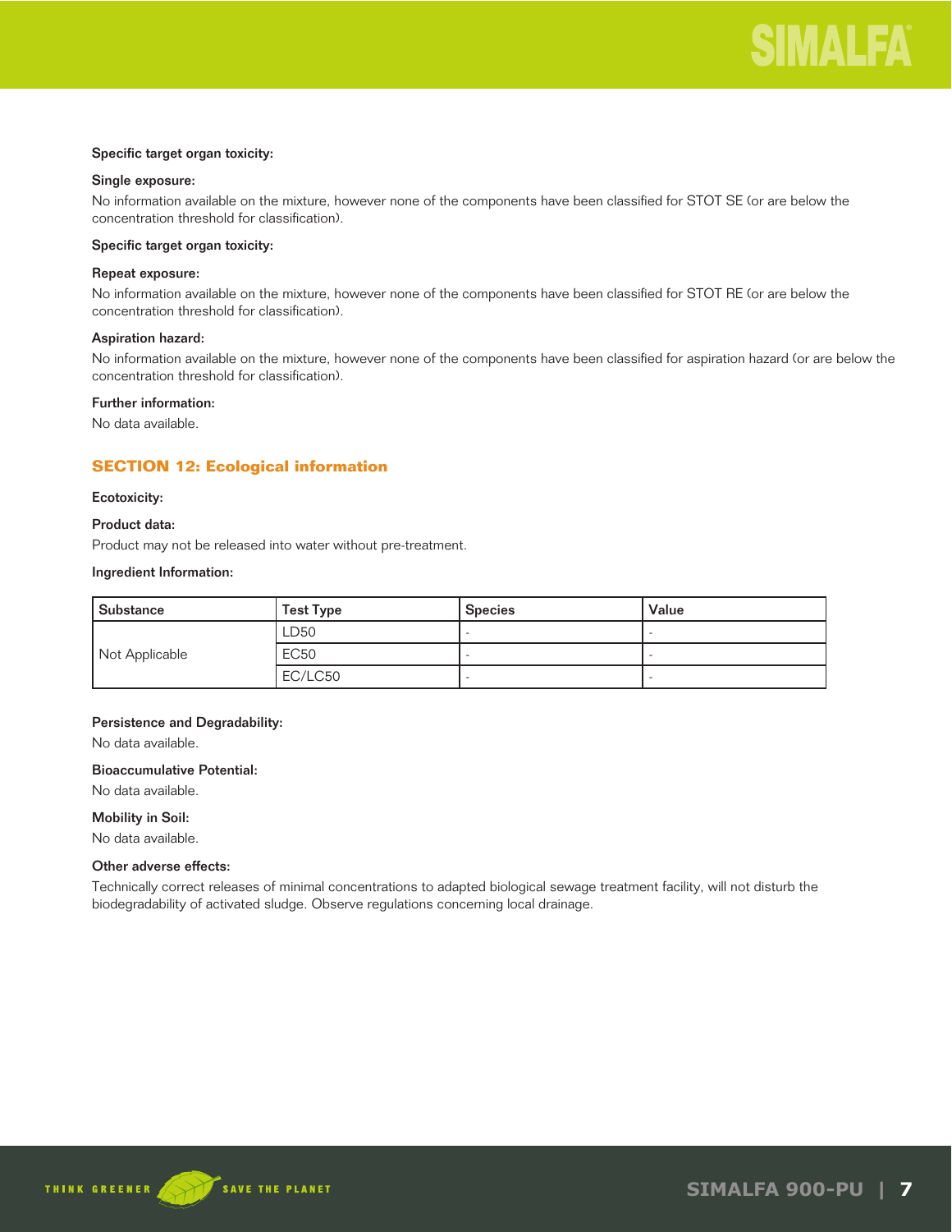**Specific target organ toxicity:**

**Single exposure:**

No information available on the mixture, however none of the components have been classified for STOT SE (or are below the concentration threshold for classification).

**Specific target organ toxicity:**

**Repeat exposure:**

No information available on the mixture, however none of the components have been classified for STOT RE (or are below the concentration threshold for classification).

**Aspiration hazard:**

No information available on the mixture, however none of the components have been classified for aspiration hazard (or are below the concentration threshold for classification).

**Further information:**

No data available.

## SECTION 12: Ecological information

**Ecotoxicity:**

**Product data:**

Product may not be released into water without pre-treatment.

**Ingredient Information:**

| Substance | Test Type | Species | Value |
|---|---|---|---|
| Not Applicable | LD50 | - | - |
| | EC50 | - | - |
| | EC/LC50 | - | - |

**Persistence and Degradability:**

No data available.

**Bioaccumulative Potential:**

No data available.

**Mobility in Soil:**

No data available.

**Other adverse effects:**

Technically correct releases of minimal concentrations to adapted biological sewage treatment facility, will not disturb the biodegradability of activated sludge. Observe regulations concerning local drainage.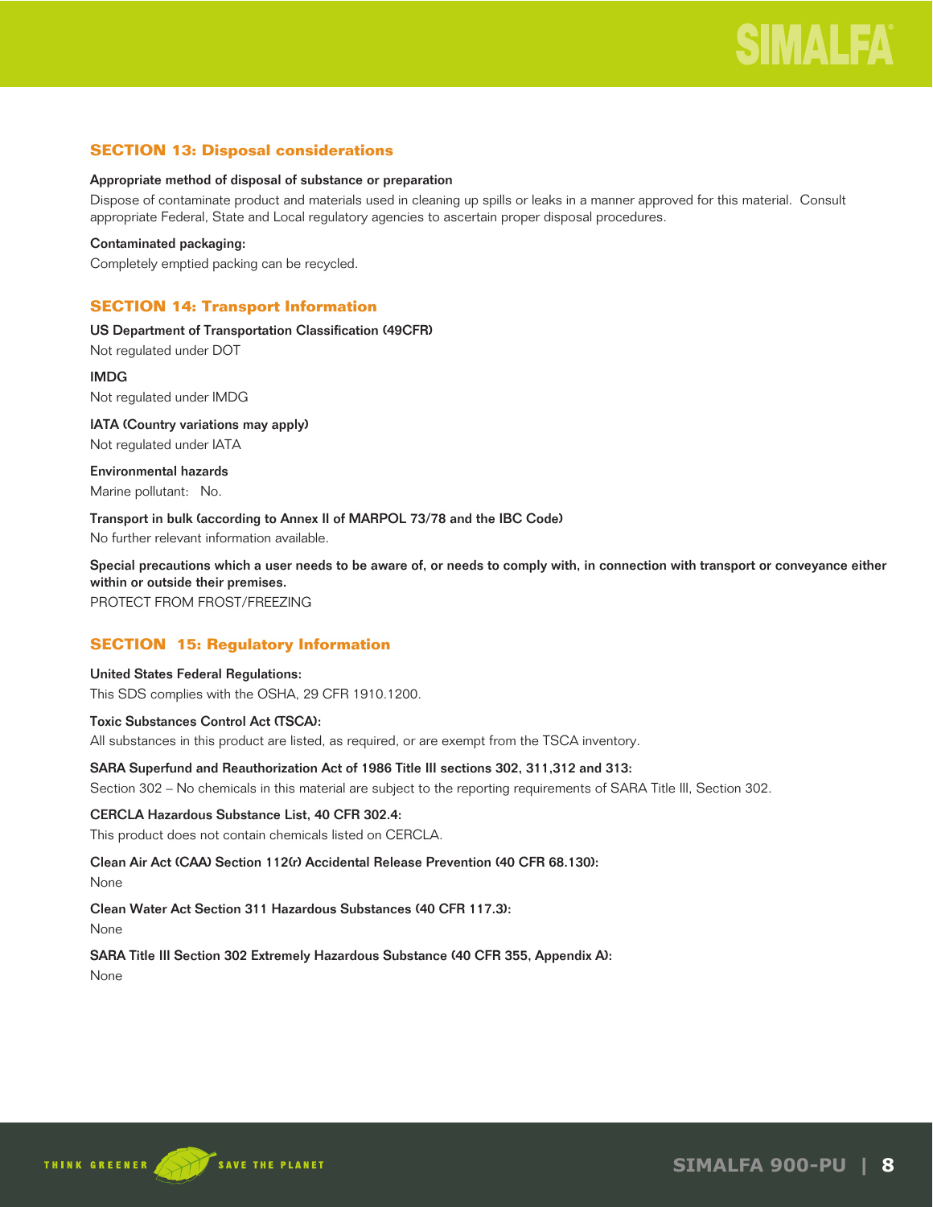## SECTION 13: Disposal considerations

**Appropriate method of disposal of substance or preparation**

Dispose of contaminate product and materials used in cleaning up spills or leaks in a manner approved for this material. Consult appropriate Federal, State and Local regulatory agencies to ascertain proper disposal procedures.

**Contaminated packaging:**

Completely emptied packing can be recycled.

## SECTION 14: Transport Information

**US Department of Transportation Classification (49CFR)**

Not regulated under DOT

**IMDG**

Not regulated under IMDG

**IATA (Country variations may apply)**

Not regulated under IATA

**Environmental hazards**

Marine pollutant: No.

**Transport in bulk (according to Annex II of MARPOL 73/78 and the IBC Code)**

No further relevant information available.

**Special precautions which a user needs to be aware of, or needs to comply with, in connection with transport or conveyance either within or outside their premises.**

PROTECT FROM FROST/FREEZING

## SECTION 15: Regulatory Information

**United States Federal Regulations:**

This SDS complies with the OSHA, 29 CFR 1910.1200.

**Toxic Substances Control Act (TSCA):**

All substances in this product are listed, as required, or are exempt from the TSCA inventory.

**SARA Superfund and Reauthorization Act of 1986 Title III sections 302, 311,312 and 313:**

Section 302 – No chemicals in this material are subject to the reporting requirements of SARA Title III, Section 302.

**CERCLA Hazardous Substance List, 40 CFR 302.4:**

This product does not contain chemicals listed on CERCLA.

**Clean Air Act (CAA) Section 112(r) Accidental Release Prevention (40 CFR 68.130):**

None

**Clean Water Act Section 311 Hazardous Substances (40 CFR 117.3):**

None

**SARA Title III Section 302 Extremely Hazardous Substance (40 CFR 355, Appendix A):**

None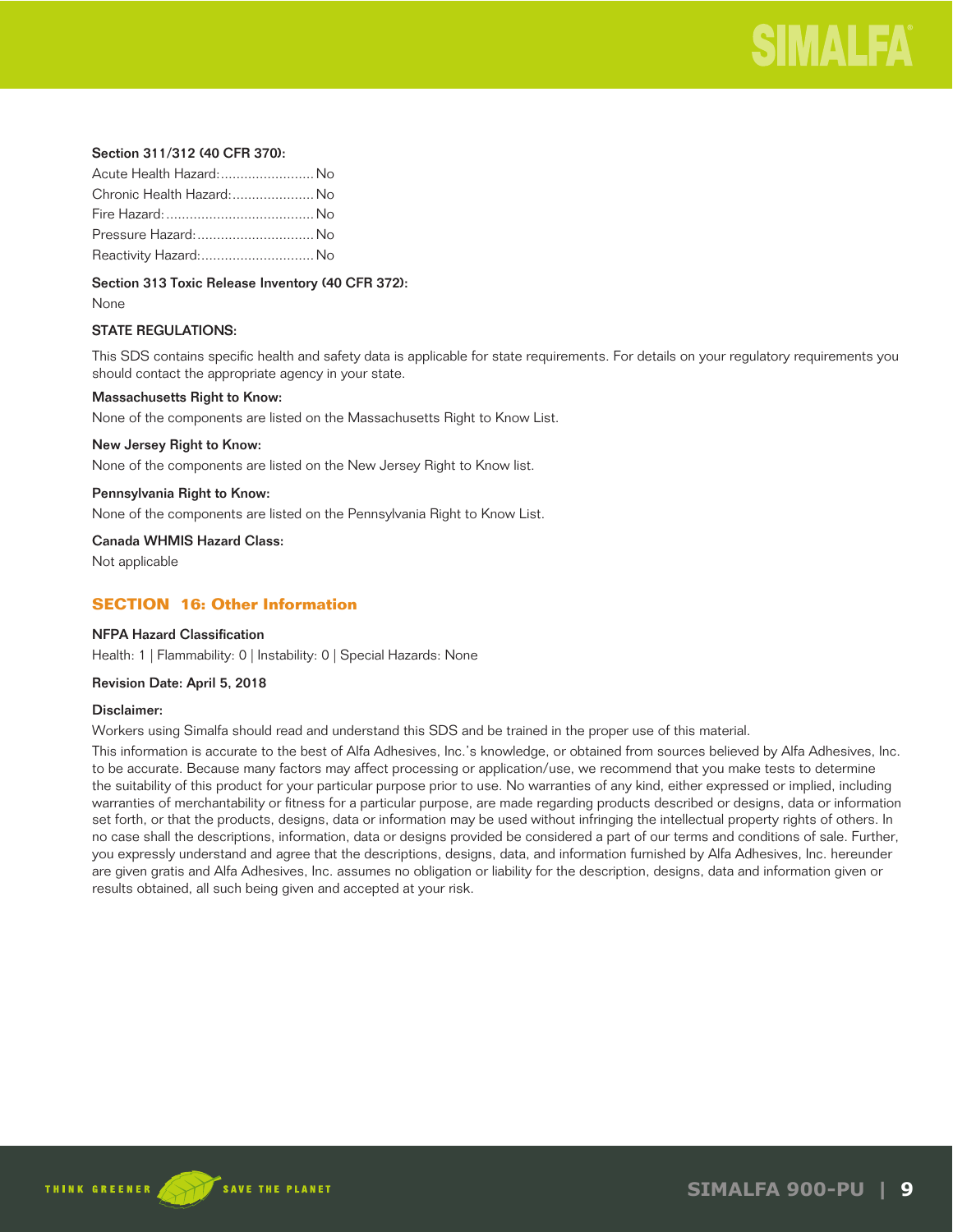**Section 311/312 (40 CFR 370):**

Acute Health Hazard:........................ No
Chronic Health Hazard:..................... No
Fire Hazard:...................................... No
Pressure Hazard:.............................. No
Reactivity Hazard:............................. No

**Section 313 Toxic Release Inventory (40 CFR 372):**

None

**STATE REGULATIONS:**

This SDS contains specific health and safety data is applicable for state requirements. For details on your regulatory requirements you should contact the appropriate agency in your state.

**Massachusetts Right to Know:**

None of the components are listed on the Massachusetts Right to Know List.

**New Jersey Right to Know:**

None of the components are listed on the New Jersey Right to Know list.

**Pennsylvania Right to Know:**

None of the components are listed on the Pennsylvania Right to Know List.

**Canada WHMIS Hazard Class:**

Not applicable

## SECTION 16: Other Information

**NFPA Hazard Classification**

Health: 1 | Flammability: 0 | Instability: 0 | Special Hazards: None

**Revision Date: April 5, 2018**

**Disclaimer:**

Workers using Simalfa should read and understand this SDS and be trained in the proper use of this material.

This information is accurate to the best of Alfa Adhesives, Inc.'s knowledge, or obtained from sources believed by Alfa Adhesives, Inc. to be accurate. Because many factors may affect processing or application/use, we recommend that you make tests to determine the suitability of this product for your particular purpose prior to use. No warranties of any kind, either expressed or implied, including warranties of merchantability or fitness for a particular purpose, are made regarding products described or designs, data or information set forth, or that the products, designs, data or information may be used without infringing the intellectual property rights of others. In no case shall the descriptions, information, data or designs provided be considered a part of our terms and conditions of sale. Further, you expressly understand and agree that the descriptions, designs, data, and information furnished by Alfa Adhesives, Inc. hereunder are given gratis and Alfa Adhesives, Inc. assumes no obligation or liability for the description, designs, data and information given or results obtained, all such being given and accepted at your risk.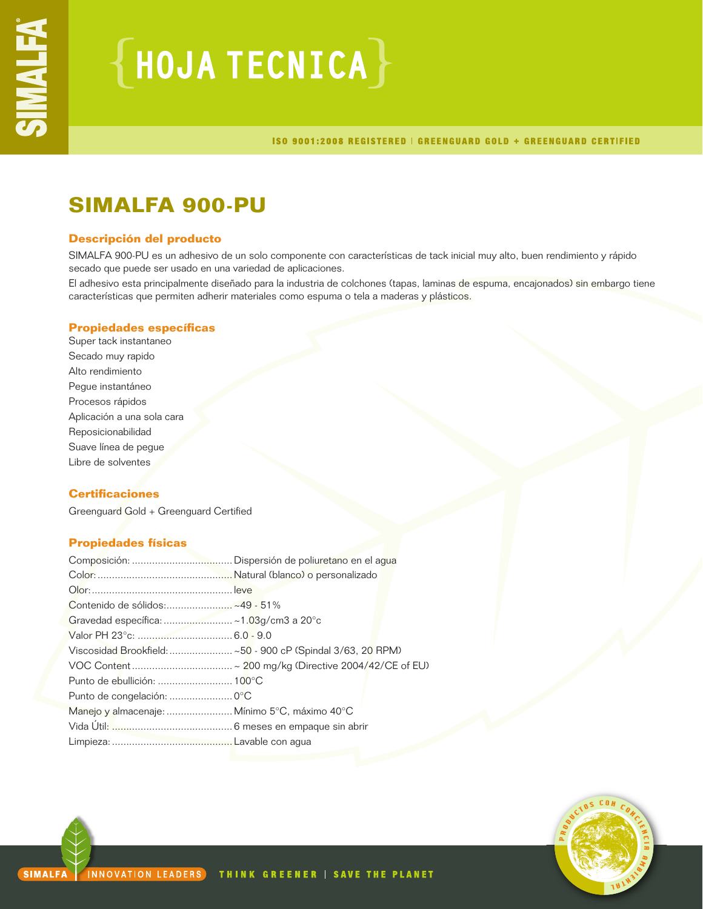# HOJA TECNICA

ISO 9001:2008 REGISTERED | GREENGUARD GOLD + GREENGUARD CERTIFIED

## SIMALFA 900-PU

### Descripción del producto

SIMALFA 900-PU es un adhesivo de un solo componente con características de tack inicial muy alto, buen rendimiento y rápido secado que puede ser usado en una variedad de aplicaciones.

El adhesivo esta principalmente diseñado para la industria de colchones (tapas, laminas de espuma, encajonados) sin embargo tiene características que permiten adherir materiales como espuma o tela a maderas y plásticos.

### Propiedades específicas

Super tack instantaneo
Secado muy rapido
Alto rendimiento
Pegue instantáneo
Procesos rápidos
Aplicación a una sola cara
Reposicionabilidad
Suave línea de pegue
Libre de solventes

### Certificaciones

Greenguard Gold + Greenguard Certified

### Propiedades físicas

Composición: Dispersión de poliuretano en el agua
Color: Natural (blanco) o personalizado
Olor: leve
Contenido de sólidos: ~49 - 51%
Gravedad específica: ~1.03g/cm3 a 20°c
Valor PH 23°c: 6.0 - 9.0
Viscosidad Brookfield: ~50 - 900 cP (Spindal 3/63, 20 RPM)
VOC Content ~ 200 mg/kg (Directive 2004/42/CE of EU)
Punto de ebullición: 100°C
Punto de congelación: 0°C
Manejo y almacenaje: Mínimo 5°C, máximo 40°C
Vida Útil: 6 meses en empaque sin abrir
Limpieza: Lavable con agua

SIMALFA | INNOVATION LEADERS — THINK GREENER | SAVE THE PLANET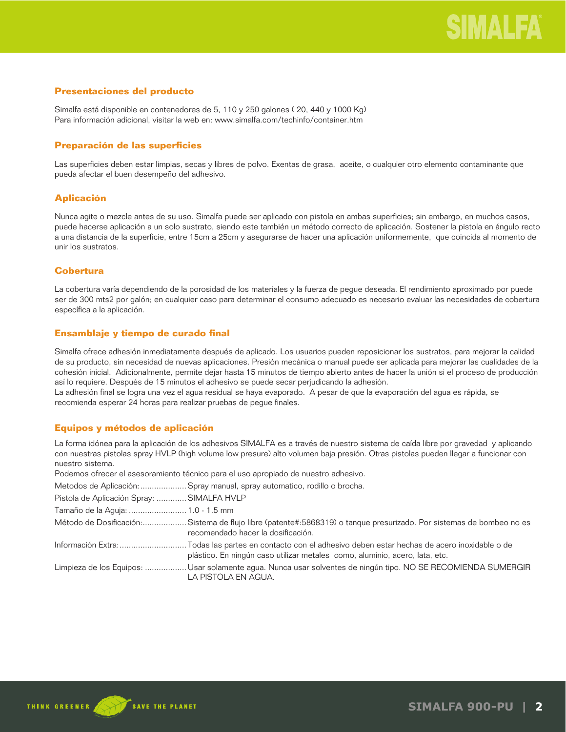## Presentaciones del producto

Simalfa está disponible en contenedores de 5, 110 y 250 galones ( 20, 440 y 1000 Kg)
Para información adicional, visitar la web en: www.simalfa.com/techinfo/container.htm

## Preparación de las superficies

Las superficies deben estar limpias, secas y libres de polvo. Exentas de grasa, aceite, o cualquier otro elemento contaminante que pueda afectar el buen desempeño del adhesivo.

## Aplicación

Nunca agite o mezcle antes de su uso. Simalfa puede ser aplicado con pistola en ambas superficies; sin embargo, en muchos casos, puede hacerse aplicación a un solo sustrato, siendo este también un método correcto de aplicación. Sostener la pistola en ángulo recto a una distancia de la superficie, entre 15cm a 25cm y asegurarse de hacer una aplicación uniformemente, que coincida al momento de unir los sustratos.

## Cobertura

La cobertura varía dependiendo de la porosidad de los materiales y la fuerza de pegue deseada. El rendimiento aproximado por puede ser de 300 mts2 por galón; en cualquier caso para determinar el consumo adecuado es necesario evaluar las necesidades de cobertura específica a la aplicación.

## Ensamblaje y tiempo de curado final

Simalfa ofrece adhesión inmediatamente después de aplicado. Los usuarios pueden reposicionar los sustratos, para mejorar la calidad de su producto, sin necesidad de nuevas aplicaciones. Presión mecánica o manual puede ser aplicada para mejorar las cualidades de la cohesión inicial. Adicionalmente, permite dejar hasta 15 minutos de tiempo abierto antes de hacer la unión si el proceso de producción así lo requiere. Después de 15 minutos el adhesivo se puede secar perjudicando la adhesión.
La adhesión final se logra una vez el agua residual se haya evaporado. A pesar de que la evaporación del agua es rápida, se recomienda esperar 24 horas para realizar pruebas de pegue finales.

## Equipos y métodos de aplicación

La forma idónea para la aplicación de los adhesivos SIMALFA es a través de nuestro sistema de caída libre por gravedad y aplicando con nuestras pistolas spray HVLP (high volume low presure) alto volumen baja presión. Otras pistolas pueden llegar a funcionar con nuestro sistema.
Podemos ofrecer el asesoramiento técnico para el uso apropiado de nuestro adhesivo.

Metodos de Aplicación:.................... Spray manual, spray automatico, rodillo o brocha.

Pistola de Aplicación Spray: ............. SIMALFA HVLP

Tamaño de la Aguja: ......................... 1.0 - 1.5 mm

Método de Dosificación:................... Sistema de flujo libre (patente#:5868319) o tanque presurizado. Por sistemas de bombeo no es recomendado hacer la dosificación.

Información Extra:............................ Todas las partes en contacto con el adhesivo deben estar hechas de acero inoxidable o de plástico. En ningún caso utilizar metales como, aluminio, acero, lata, etc.

Limpieza de los Equipos: .................. Usar solamente agua. Nunca usar solventes de ningún tipo. NO SE RECOMIENDA SUMERGIR LA PISTOLA EN AGUA.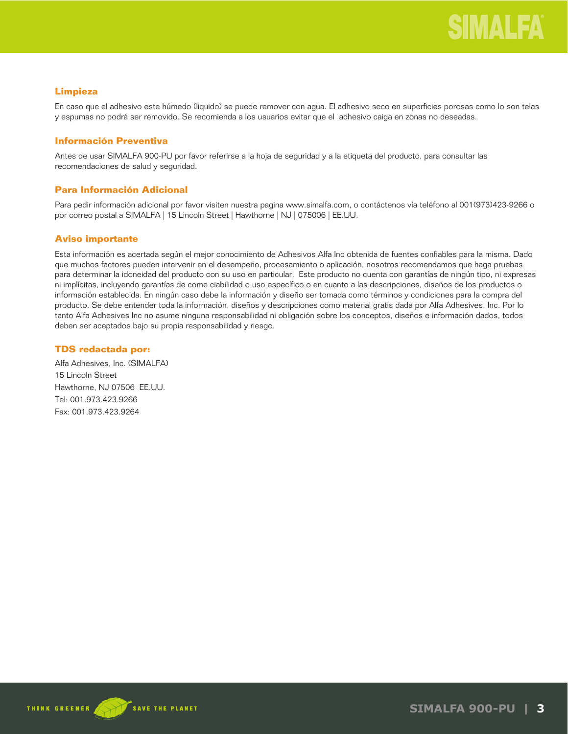## Limpieza

En caso que el adhesivo este húmedo (liquido) se puede remover con agua. El adhesivo seco en superficies porosas como lo son telas y espumas no podrá ser removido. Se recomienda a los usuarios evitar que el  adhesivo caiga en zonas no deseadas.

## Información Preventiva

Antes de usar SIMALFA 900-PU por favor referirse a la hoja de seguridad y a la etiqueta del producto, para consultar las recomendaciones de salud y seguridad.

## Para Información Adicional

Para pedir información adicional por favor visiten nuestra pagina www.simalfa.com, o contáctenos vía teléfono al 001(973)423-9266 o por correo postal a SIMALFA | 15 Lincoln Street | Hawthorne | NJ | 075006 | EE.UU.

## Aviso importante

Esta información es acertada según el mejor conocimiento de Adhesivos Alfa Inc obtenida de fuentes confiables para la misma. Dado que muchos factores pueden intervenir en el desempeño, procesamiento o aplicación, nosotros recomendamos que haga pruebas para determinar la idoneidad del producto con su uso en particular.  Este producto no cuenta con garantías de ningún tipo, ni expresas ni implícitas, incluyendo garantías de come ciabilidad o uso específico o en cuanto a las descripciones, diseños de los productos o información establecida. En ningún caso debe la información y diseño ser tomada como términos y condiciones para la compra del producto. Se debe entender toda la información, diseños y descripciones como material gratis dada por Alfa Adhesives, Inc. Por lo tanto Alfa Adhesives Inc no asume ninguna responsabilidad ni obligación sobre los conceptos, diseños e información dados, todos deben ser aceptados bajo su propia responsabilidad y riesgo.

## TDS redactada por:

Alfa Adhesives, Inc. (SIMALFA)
15 Lincoln Street
Hawthorne, NJ 07506  EE.UU.
Tel: 001.973.423.9266
Fax: 001.973.423.9264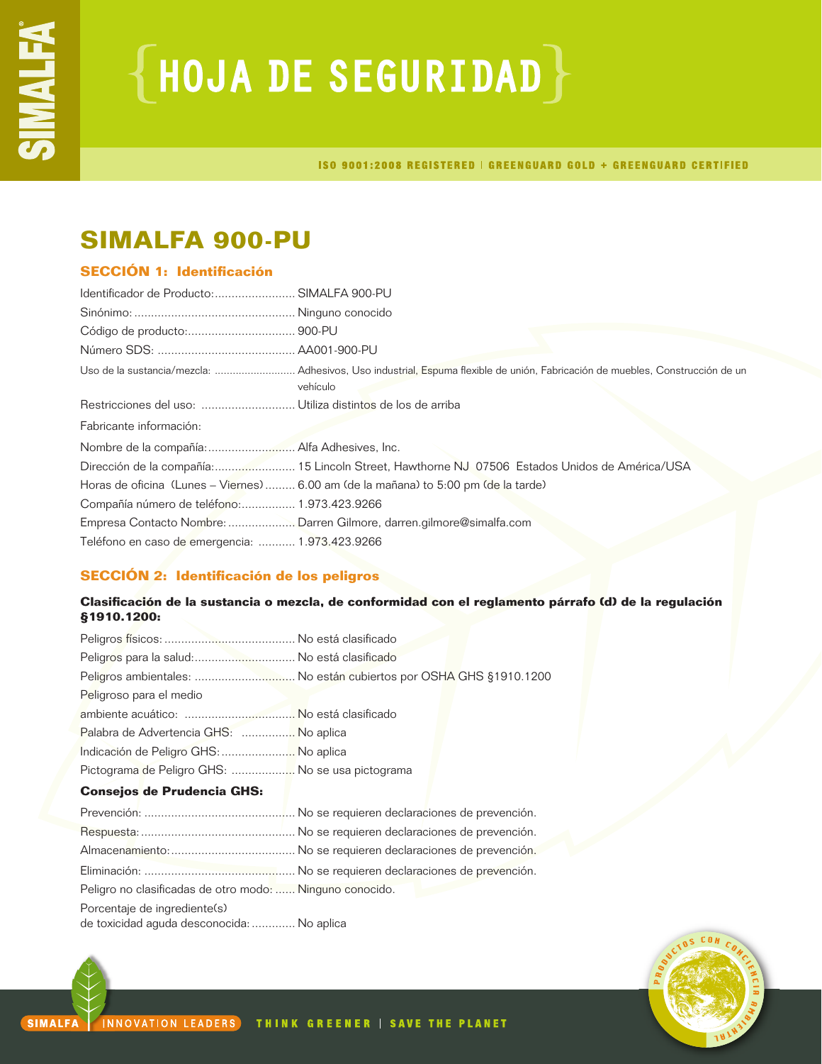# {HOJA DE SEGURIDAD}

ISO 9001:2008 REGISTERED | GREENGUARD GOLD + GREENGUARD CERTIFIED

## SIMALFA 900-PU

### SECCIÓN 1: Identificación

Identificador de Producto:........................ SIMALFA 900-PU
Sinónimo:................................................ Ninguno conocido
Código de producto:................................ 900-PU
Número SDS: ......................................... AA001-900-PU
Uso de la sustancia/mezcla: ........................... Adhesivos, Uso industrial, Espuma flexible de unión, Fabricación de muebles, Construcción de un vehículo
Restricciones del uso: ............................ Utiliza distintos de los de arriba

Fabricante información:

Nombre de la compañía:.......................... Alfa Adhesives, Inc.
Dirección de la compañía:........................ 15 Lincoln Street, Hawthorne NJ 07506 Estados Unidos de América/USA
Horas de oficina (Lunes – Viernes)......... 6.00 am (de la mañana) to 5:00 pm (de la tarde)
Compañía número de teléfono:................ 1.973.423.9266
Empresa Contacto Nombre:.................... Darren Gilmore, darren.gilmore@simalfa.com
Teléfono en caso de emergencia: ........... 1.973.423.9266

### SECCIÓN 2: Identificación de los peligros

**Clasificación de la sustancia o mezcla, de conformidad con el reglamento párrafo (d) de la regulación §1910.1200:**

Peligros físicos:....................................... No está clasificado
Peligros para la salud:.............................. No está clasificado
Peligros ambientales: .............................. No están cubiertos por OSHA GHS §1910.1200
Peligroso para el medio
ambiente acuático: ................................. No está clasificado
Palabra de Advertencia GHS: ................ No aplica
Indicación de Peligro GHS:...................... No aplica
Pictograma de Peligro GHS: ................... No se usa pictograma

**Consejos de Prudencia GHS:**

Prevención: ............................................. No se requieren declaraciones de prevención.
Respuesta:.............................................. No se requieren declaraciones de prevención.
Almacenamiento:..................................... No se requieren declaraciones de prevención.
Eliminación: ............................................ No se requieren declaraciones de prevención.
Peligro no clasificadas de otro modo: ...... Ninguno conocido.
Porcentaje de ingrediente(s)
de toxicidad aguda desconocida:............. No aplica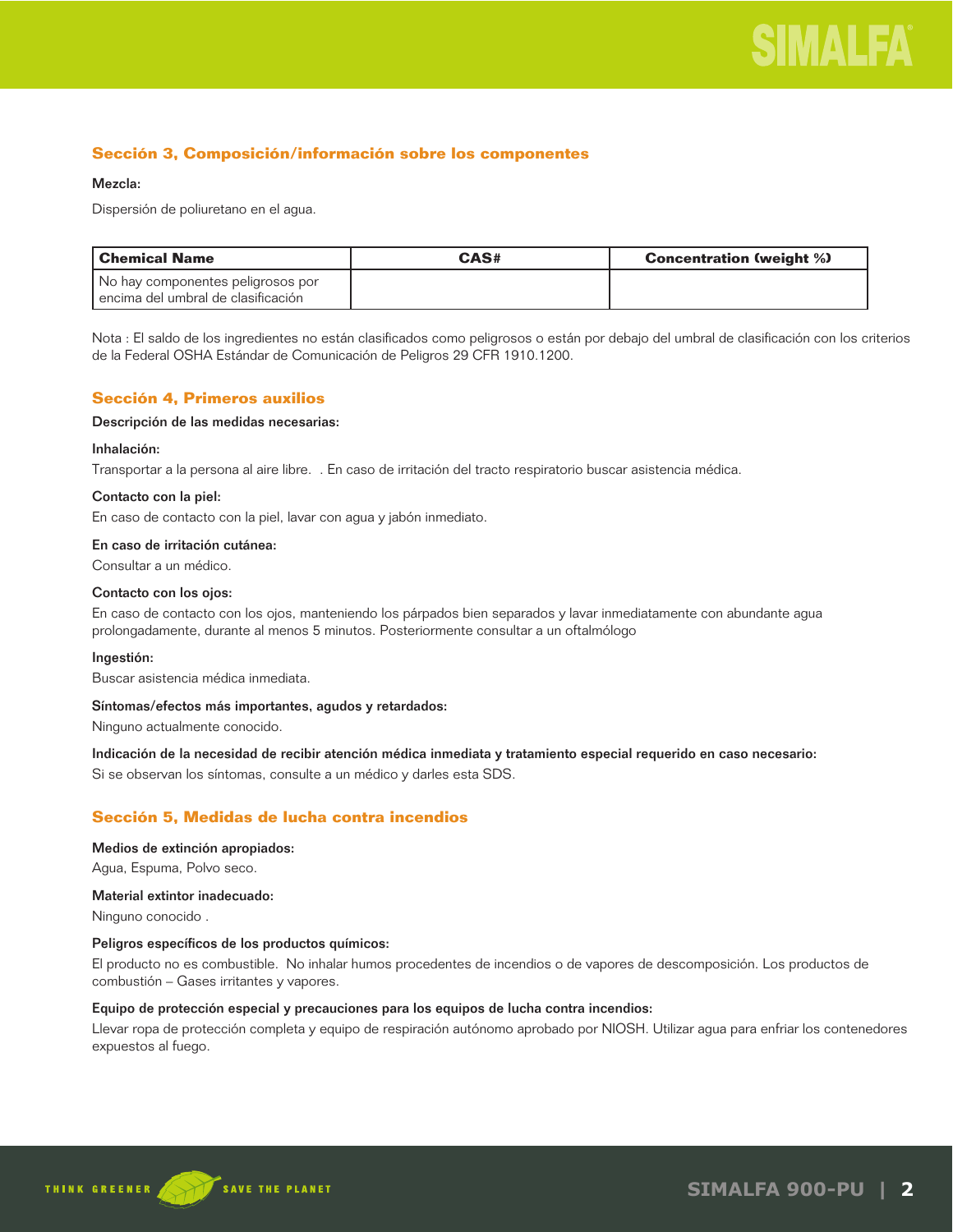## Sección 3, Composición/información sobre los componentes

**Mezcla:**

Dispersión de poliuretano en el agua.

| Chemical Name | CAS# | Concentration (weight %) |
|---|---|---|
| No hay componentes peligrosos por encima del umbral de clasificación | | |

Nota : El saldo de los ingredientes no están clasificados como peligrosos o están por debajo del umbral de clasificación con los criterios de la Federal OSHA Estándar de Comunicación de Peligros 29 CFR 1910.1200.

## Sección 4, Primeros auxilios

**Descripción de las medidas necesarias:**

**Inhalación:**

Transportar a la persona al aire libre.  . En caso de irritación del tracto respiratorio buscar asistencia médica.

**Contacto con la piel:**

En caso de contacto con la piel, lavar con agua y jabón inmediato.

**En caso de irritación cutánea:**

Consultar a un médico.

**Contacto con los ojos:**

En caso de contacto con los ojos, manteniendo los párpados bien separados y lavar inmediatamente con abundante agua prolongadamente, durante al menos 5 minutos. Posteriormente consultar a un oftalmólogo

**Ingestión:**

Buscar asistencia médica inmediata.

**Síntomas/efectos más importantes, agudos y retardados:**

Ninguno actualmente conocido.

**Indicación de la necesidad de recibir atención médica inmediata y tratamiento especial requerido en caso necesario:**

Si se observan los síntomas, consulte a un médico y darles esta SDS.

## Sección 5, Medidas de lucha contra incendios

**Medios de extinción apropiados:**

Agua, Espuma, Polvo seco.

**Material extintor inadecuado:**

Ninguno conocido .

**Peligros específicos de los productos químicos:**

El producto no es combustible.  No inhalar humos procedentes de incendios o de vapores de descomposición. Los productos de combustión – Gases irritantes y vapores.

**Equipo de protección especial y precauciones para los equipos de lucha contra incendios:**

Llevar ropa de protección completa y equipo de respiración autónomo aprobado por NIOSH. Utilizar agua para enfriar los contenedores expuestos al fuego.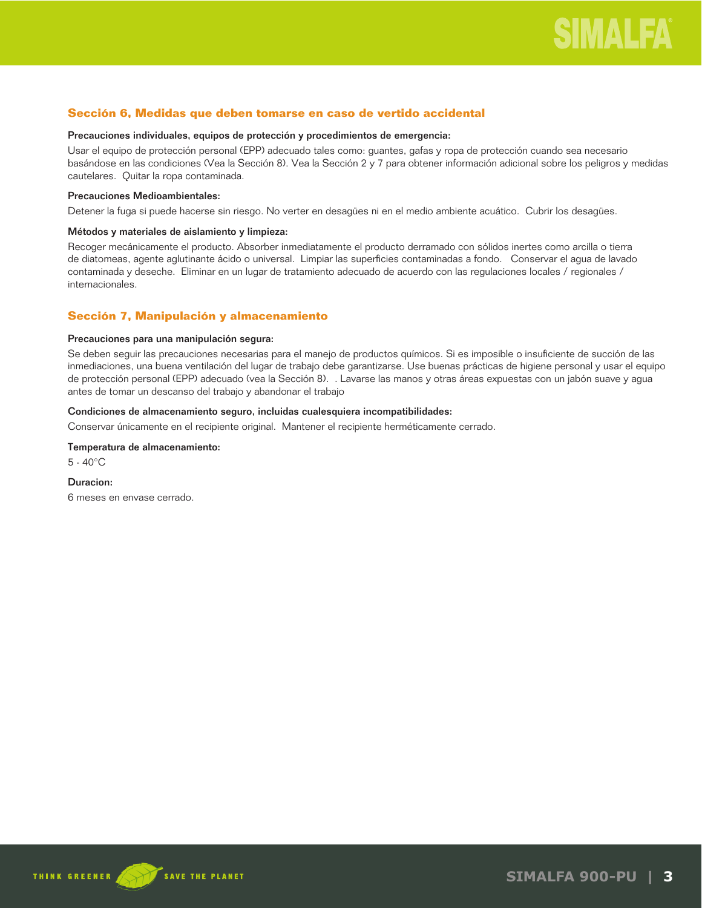## Sección 6, Medidas que deben tomarse en caso de vertido accidental

**Precauciones individuales, equipos de protección y procedimientos de emergencia:**

Usar el equipo de protección personal (EPP) adecuado tales como: guantes, gafas y ropa de protección cuando sea necesario basándose en las condiciones (Vea la Sección 8). Vea la Sección 2 y 7 para obtener información adicional sobre los peligros y medidas cautelares. Quitar la ropa contaminada.

**Precauciones Medioambientales:**

Detener la fuga si puede hacerse sin riesgo. No verter en desagües ni en el medio ambiente acuático. Cubrir los desagües.

**Métodos y materiales de aislamiento y limpieza:**

Recoger mecánicamente el producto. Absorber inmediatamente el producto derramado con sólidos inertes como arcilla o tierra de diatomeas, agente aglutinante ácido o universal. Limpiar las superficies contaminadas a fondo. Conservar el agua de lavado contaminada y deseche. Eliminar en un lugar de tratamiento adecuado de acuerdo con las regulaciones locales / regionales / internacionales.

## Sección 7, Manipulación y almacenamiento

**Precauciones para una manipulación segura:**

Se deben seguir las precauciones necesarias para el manejo de productos químicos. Si es imposible o insuficiente de succión de las inmediaciones, una buena ventilación del lugar de trabajo debe garantizarse. Use buenas prácticas de higiene personal y usar el equipo de protección personal (EPP) adecuado (vea la Sección 8). . Lavarse las manos y otras áreas expuestas con un jabón suave y agua antes de tomar un descanso del trabajo y abandonar el trabajo

**Condiciones de almacenamiento seguro, incluidas cualesquiera incompatibilidades:**

Conservar únicamente en el recipiente original. Mantener el recipiente herméticamente cerrado.

**Temperatura de almacenamiento:**

5 - 40°C

**Duracion:**

6 meses en envase cerrado.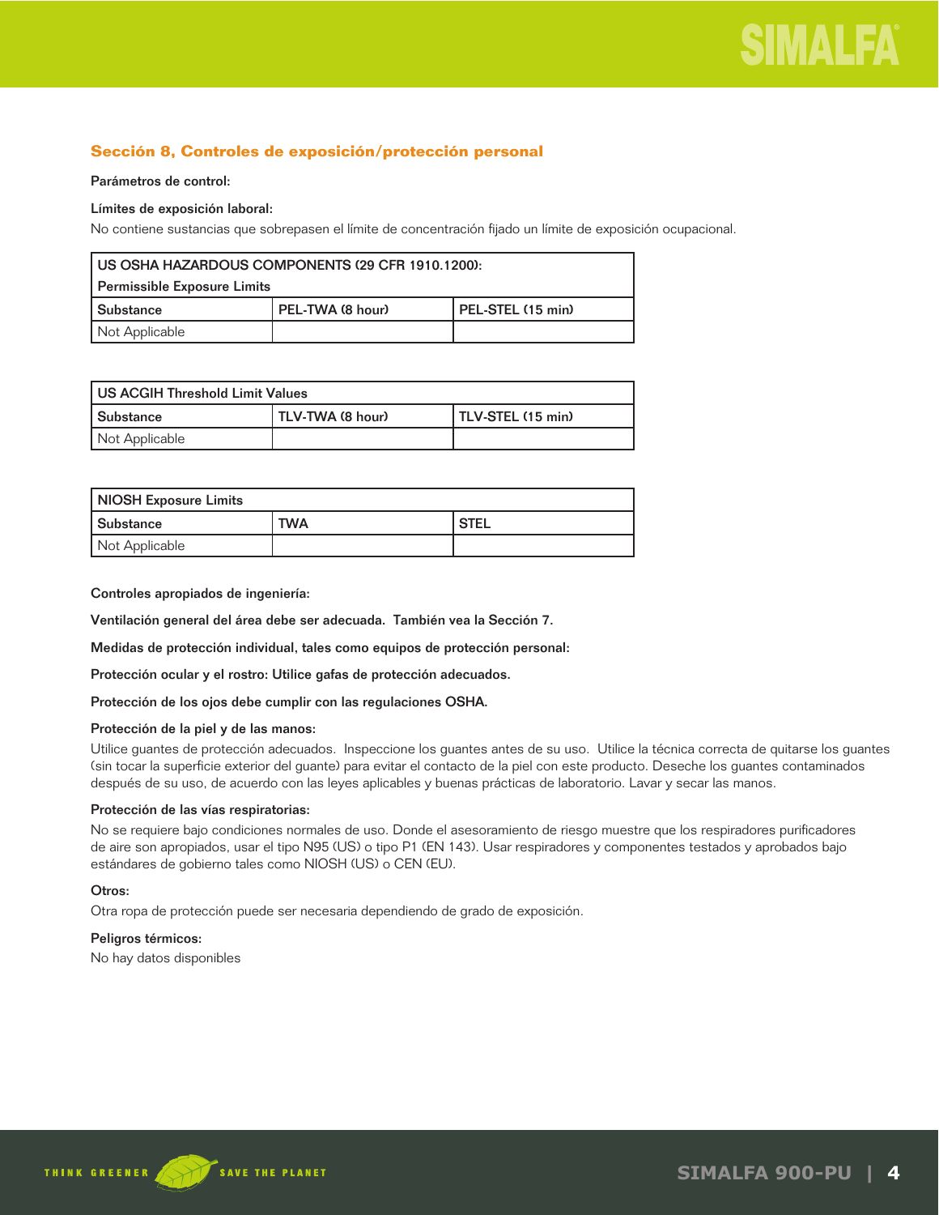## Sección 8, Controles de exposición/protección personal

**Parámetros de control:**

**Límites de exposición laboral:**

No contiene sustancias que sobrepasen el límite de concentración fijado un límite de exposición ocupacional.

| US OSHA HAZARDOUS COMPONENTS (29 CFR 1910.1200): Permissible Exposure Limits | | |
|---|---|---|
| Substance | PEL-TWA (8 hour) | PEL-STEL (15 min) |
| Not Applicable | | |

| US ACGIH Threshold Limit Values | | |
|---|---|---|
| Substance | TLV-TWA (8 hour) | TLV-STEL (15 min) |
| Not Applicable | | |

| NIOSH Exposure Limits | | |
|---|---|---|
| Substance | TWA | STEL |
| Not Applicable | | |

**Controles apropiados de ingeniería:**

**Ventilación general del área debe ser adecuada. También vea la Sección 7.**

**Medidas de protección individual, tales como equipos de protección personal:**

**Protección ocular y el rostro: Utilice gafas de protección adecuados.**

**Protección de los ojos debe cumplir con las regulaciones OSHA.**

**Protección de la piel y de las manos:**

Utilice guantes de protección adecuados. Inspeccione los guantes antes de su uso. Utilice la técnica correcta de quitarse los guantes (sin tocar la superficie exterior del guante) para evitar el contacto de la piel con este producto. Deseche los guantes contaminados después de su uso, de acuerdo con las leyes aplicables y buenas prácticas de laboratorio. Lavar y secar las manos.

**Protección de las vías respiratorias:**

No se requiere bajo condiciones normales de uso. Donde el asesoramiento de riesgo muestre que los respiradores purificadores de aire son apropiados, usar el tipo N95 (US) o tipo P1 (EN 143). Usar respiradores y componentes testados y aprobados bajo estándares de gobierno tales como NIOSH (US) o CEN (EU).

**Otros:**

Otra ropa de protección puede ser necesaria dependiendo de grado de exposición.

**Peligros térmicos:**

No hay datos disponibles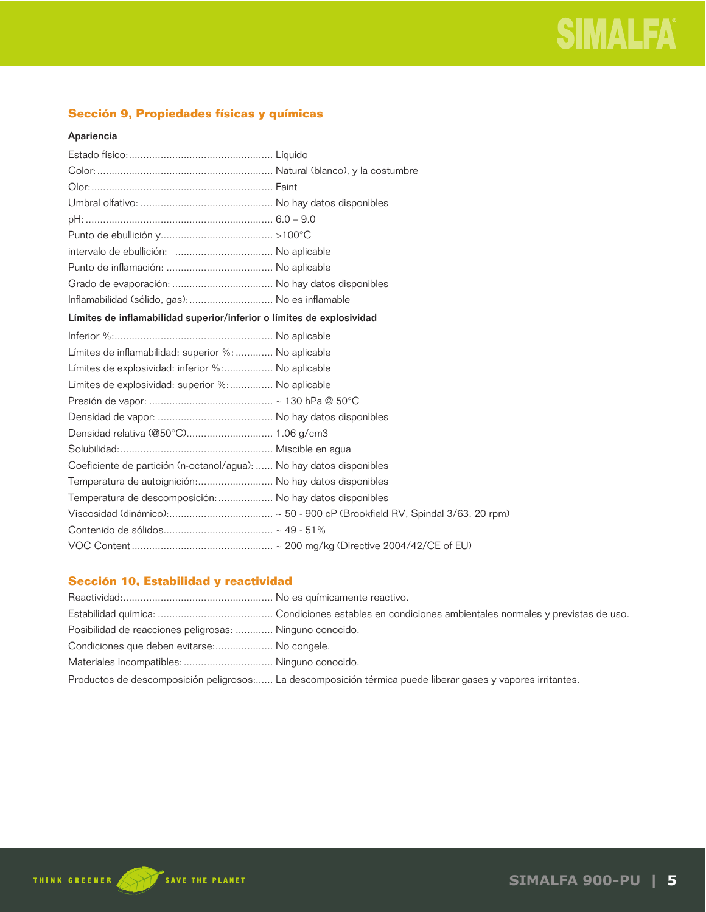## Sección 9, Propiedades físicas y químicas

**Apariencia**

Estado físico:................................................. Líquido
Color:............................................................ Natural (blanco), y la costumbre
Olor:.............................................................. Faint
Umbral olfativo: ............................................. No hay datos disponibles
pH: ................................................................ 6.0 – 9.0
Punto de ebullición y....................................... >100°C
intervalo de ebullición: .................................. No aplicable
Punto de inflamación: .................................... No aplicable
Grado de evaporación: ................................... No hay datos disponibles
Inflamabilidad (sólido, gas):............................. No es inflamable

**Límites de inflamabilidad superior/inferior o límites de explosividad**

Inferior %:...................................................... No aplicable
Límites de inflamabilidad: superior %: ............ No aplicable
Límites de explosividad: inferior %:................. No aplicable
Límites de explosividad: superior %:............... No aplicable
Presión de vapor: .......................................... ~ 130 hPa @ 50°C
Densidad de vapor: ........................................ No hay datos disponibles
Densidad relativa (@50°C)............................. 1.06 g/cm3
Solubilidad:.................................................... Miscible en agua
Coeficiente de partición (n-octanol/agua): ...... No hay datos disponibles
Temperatura de autoignición:.......................... No hay datos disponibles
Temperatura de descomposición:.................. No hay datos disponibles
Viscosidad (dinámico):................................... ~ 50 - 900 cP (Brookfield RV, Spindal 3/63, 20 rpm)
Contenido de sólidos...................................... ~ 49 - 51%
VOC Content ................................................ ~ 200 mg/kg (Directive 2004/42/CE of EU)

## Sección 10, Estabilidad y reactividad

Reactividad:................................................... No es químicamente reactivo.
Estabilidad química: ....................................... Condiciones estables en condiciones ambientales normales y previstas de uso.
Posibilidad de reacciones peligrosas: ............ Ninguno conocido.
Condiciones que deben evitarse:.................... No congele.
Materiales incompatibles: .............................. Ninguno conocido.
Productos de descomposición peligrosos:...... La descomposición térmica puede liberar gases y vapores irritantes.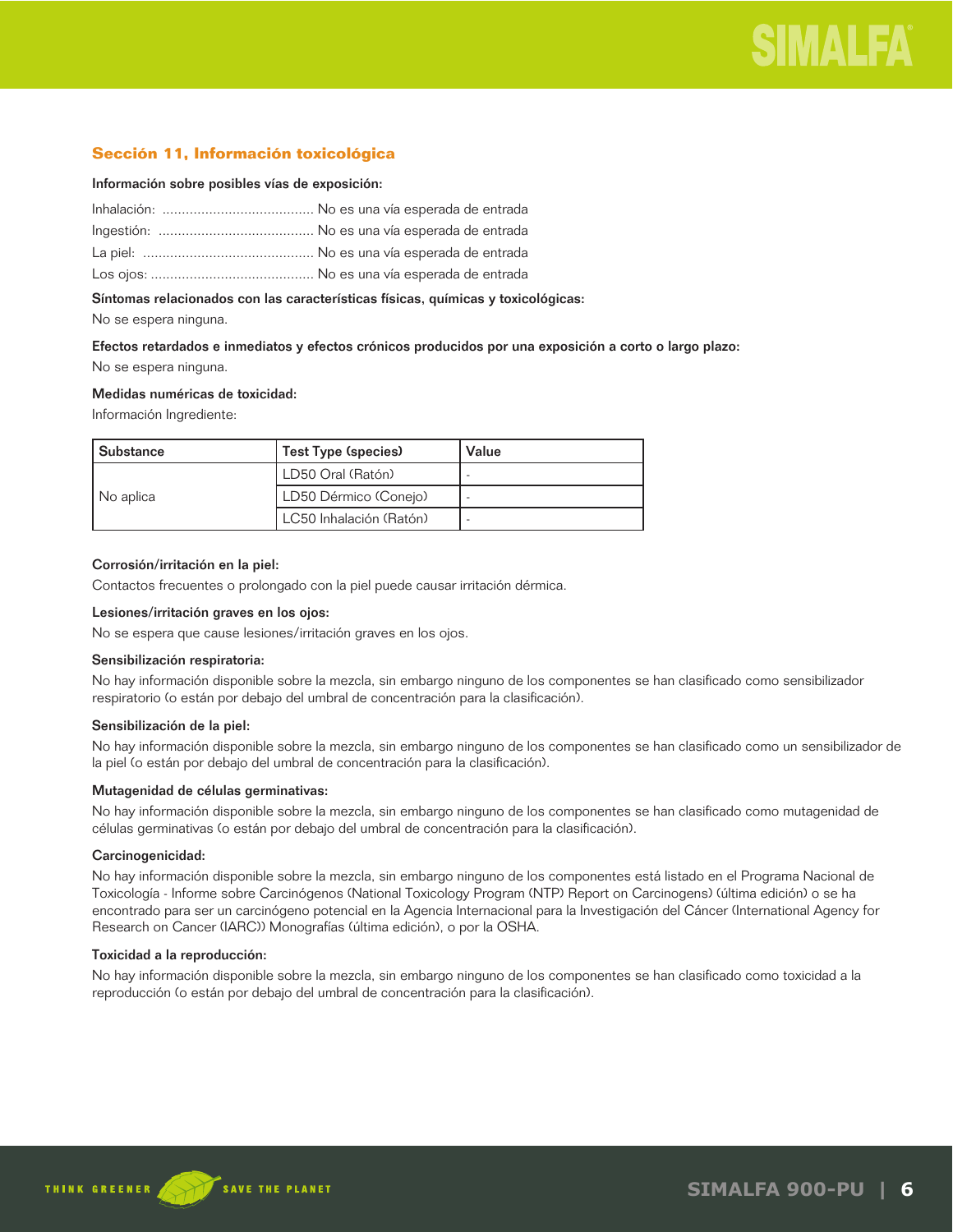## Sección 11, Información toxicológica

**Información sobre posibles vías de exposición:**

Inhalación: ....................................... No es una vía esperada de entrada

Ingestión: ....................................... No es una vía esperada de entrada

La piel: ........................................... No es una vía esperada de entrada

Los ojos: ......................................... No es una vía esperada de entrada

**Síntomas relacionados con las características físicas, químicas y toxicológicas:**

No se espera ninguna.

**Efectos retardados e inmediatos y efectos crónicos producidos por una exposición a corto o largo plazo:**

No se espera ninguna.

**Medidas numéricas de toxicidad:**

Información Ingrediente:

| Substance | Test Type (species) | Value |
|---|---|---|
| No aplica | LD50 Oral (Ratón) | - |
| | LD50 Dérmico (Conejo) | - |
| | LC50 Inhalación (Ratón) | - |

**Corrosión/irritación en la piel:**

Contactos frecuentes o prolongado con la piel puede causar irritación dérmica.

**Lesiones/irritación graves en los ojos:**

No se espera que cause lesiones/irritación graves en los ojos.

**Sensibilización respiratoria:**

No hay información disponible sobre la mezcla, sin embargo ninguno de los componentes se han clasificado como sensibilizador respiratorio (o están por debajo del umbral de concentración para la clasificación).

**Sensibilización de la piel:**

No hay información disponible sobre la mezcla, sin embargo ninguno de los componentes se han clasificado como un sensibilizador de la piel (o están por debajo del umbral de concentración para la clasificación).

**Mutagenidad de células germinativas:**

No hay información disponible sobre la mezcla, sin embargo ninguno de los componentes se han clasificado como mutagenidad de células germinativas (o están por debajo del umbral de concentración para la clasificación).

**Carcinogenicidad:**

No hay información disponible sobre la mezcla, sin embargo ninguno de los componentes está listado en el Programa Nacional de Toxicología - Informe sobre Carcinógenos (National Toxicology Program (NTP) Report on Carcinogens) (última edición) o se ha encontrado para ser un carcinógeno potencial en la Agencia Internacional para la Investigación del Cáncer (International Agency for Research on Cancer (IARC)) Monografías (última edición), o por la OSHA.

**Toxicidad a la reproducción:**

No hay información disponible sobre la mezcla, sin embargo ninguno de los componentes se han clasificado como toxicidad a la reproducción (o están por debajo del umbral de concentración para la clasificación).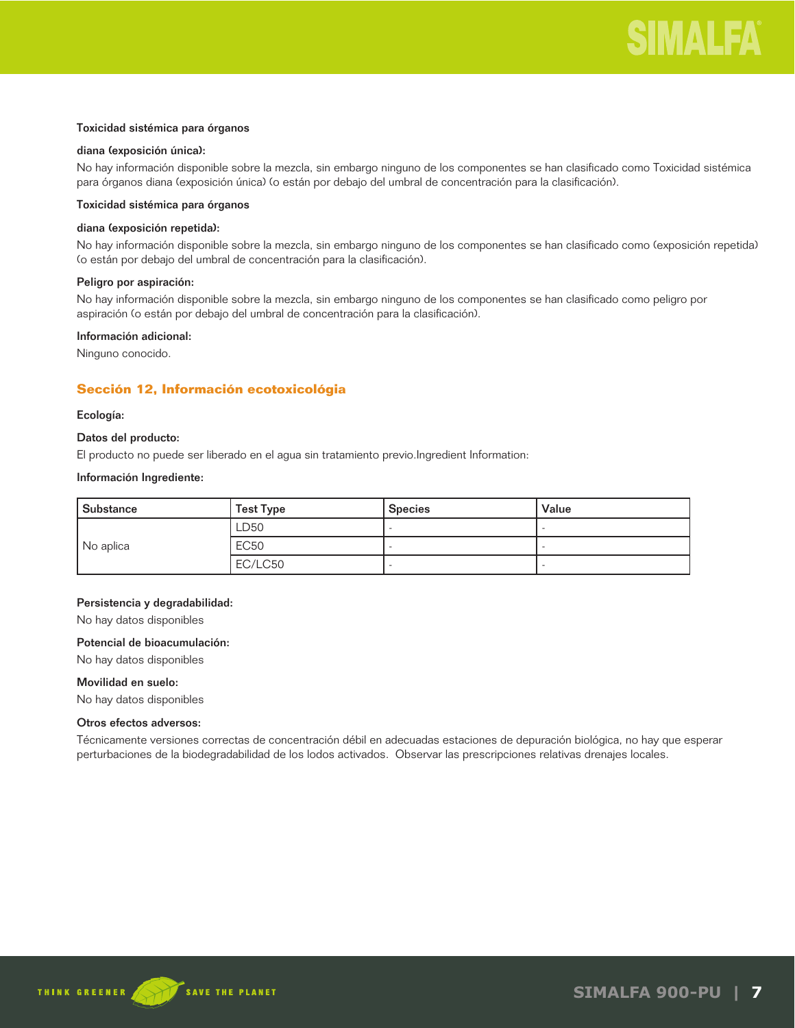**Toxicidad sistémica para órganos**

**diana (exposición única):**

No hay información disponible sobre la mezcla, sin embargo ninguno de los componentes se han clasificado como Toxicidad sistémica para órganos diana (exposición única) (o están por debajo del umbral de concentración para la clasificación).

**Toxicidad sistémica para órganos**

**diana (exposición repetida):**

No hay información disponible sobre la mezcla, sin embargo ninguno de los componentes se han clasificado como (exposición repetida) (o están por debajo del umbral de concentración para la clasificación).

**Peligro por aspiración:**

No hay información disponible sobre la mezcla, sin embargo ninguno de los componentes se han clasificado como peligro por aspiración (o están por debajo del umbral de concentración para la clasificación).

**Información adicional:**

Ninguno conocido.

## Sección 12, Información ecotoxicológia

**Ecología:**

**Datos del producto:**

El producto no puede ser liberado en el agua sin tratamiento previo.Ingredient Information:

**Información Ingrediente:**

| Substance | Test Type | Species | Value |
|---|---|---|---|
| No aplica | LD50 | - | - |
| | EC50 | - | - |
| | EC/LC50 | - | - |

**Persistencia y degradabilidad:**

No hay datos disponibles

**Potencial de bioacumulación:**

No hay datos disponibles

**Movilidad en suelo:**

No hay datos disponibles

**Otros efectos adversos:**

Técnicamente versiones correctas de concentración débil en adecuadas estaciones de depuración biológica, no hay que esperar perturbaciones de la biodegradabilidad de los lodos activados. Observar las prescripciones relativas drenajes locales.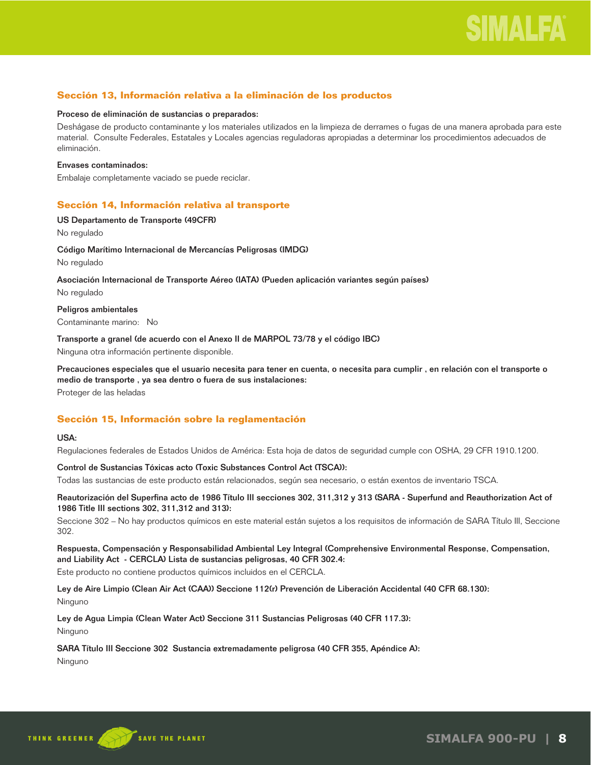## Sección 13, Información relativa a la eliminación de los productos

**Proceso de eliminación de sustancias o preparados:**

Deshágase de producto contaminante y los materiales utilizados en la limpieza de derrames o fugas de una manera aprobada para este material. Consulte Federales, Estatales y Locales agencias reguladoras apropiadas a determinar los procedimientos adecuados de eliminación.

**Envases contaminados:**

Embalaje completamente vaciado se puede reciclar.

## Sección 14, Información relativa al transporte

**US Departamento de Transporte (49CFR)**

No regulado

**Código Marítimo Internacional de Mercancías Peligrosas (IMDG)**

No regulado

**Asociación Internacional de Transporte Aéreo (IATA) (Pueden aplicación variantes según países)**

No regulado

**Peligros ambientales**

Contaminante marino: No

**Transporte a granel (de acuerdo con el Anexo II de MARPOL 73/78 y el código IBC)**

Ninguna otra información pertinente disponible.

**Precauciones especiales que el usuario necesita para tener en cuenta, o necesita para cumplir , en relación con el transporte o medio de transporte , ya sea dentro o fuera de sus instalaciones:**

Proteger de las heladas

## Sección 15, Información sobre la reglamentación

**USA:**

Regulaciones federales de Estados Unidos de América: Esta hoja de datos de seguridad cumple con OSHA, 29 CFR 1910.1200.

**Control de Sustancias Tóxicas acto (Toxic Substances Control Act (TSCA)):**

Todas las sustancias de este producto están relacionados, según sea necesario, o están exentos de inventario TSCA.

**Reautorización del Superfina acto de 1986 Título III secciones 302, 311,312 y 313 (SARA - Superfund and Reauthorization Act of 1986 Title III sections 302, 311,312 and 313):**

Seccione 302 – No hay productos químicos en este material están sujetos a los requisitos de información de SARA Título III, Seccione 302.

**Respuesta, Compensación y Responsabilidad Ambiental Ley Integral (Comprehensive Environmental Response, Compensation, and Liability Act - CERCLA) Lista de sustancias peligrosas, 40 CFR 302.4:**

Este producto no contiene productos químicos incluidos en el CERCLA.

**Ley de Aire Limpio (Clean Air Act (CAA)) Seccione 112(r) Prevención de Liberación Accidental (40 CFR 68.130):**

Ninguno

**Ley de Agua Limpia (Clean Water Act) Seccione 311 Sustancias Peligrosas (40 CFR 117.3):**

Ninguno

**SARA Título III Seccione 302 Sustancia extremadamente peligrosa (40 CFR 355, Apéndice A):**

Ninguno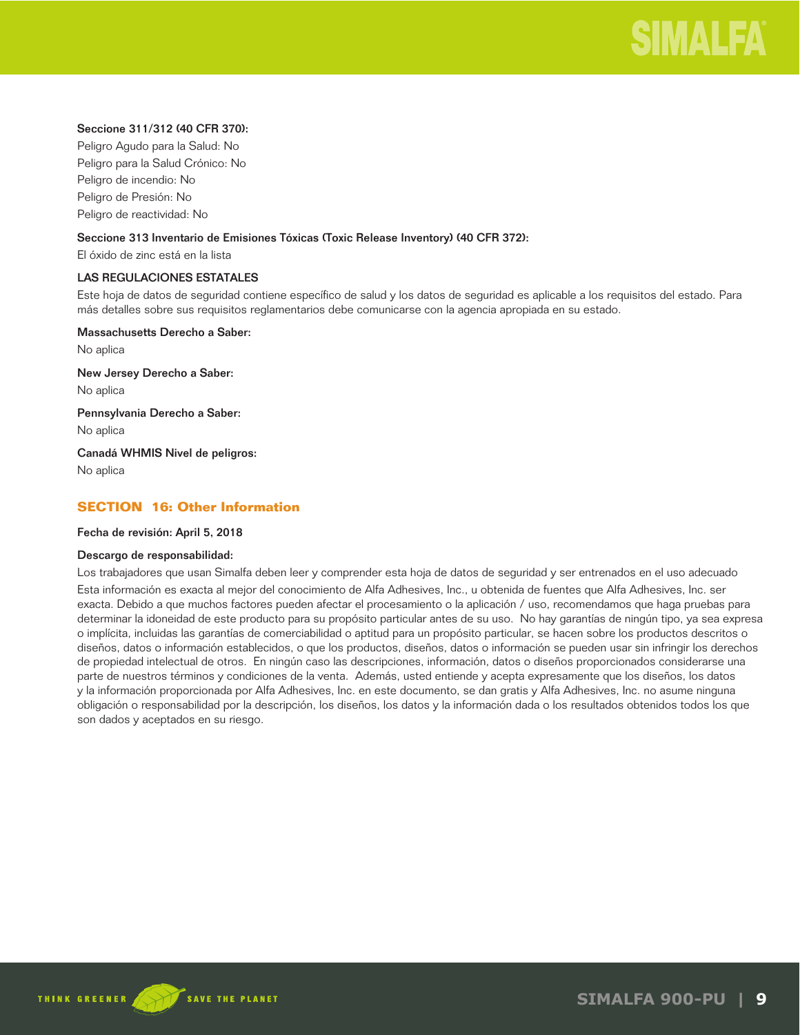**Seccione 311/312 (40 CFR 370):**

Peligro Agudo para la Salud: No

Peligro para la Salud Crónico: No

Peligro de incendio: No

Peligro de Presión: No

Peligro de reactividad: No

**Seccione 313 Inventario de Emisiones Tóxicas (Toxic Release Inventory) (40 CFR 372):**

El óxido de zinc está en la lista

**LAS REGULACIONES ESTATALES**

Este hoja de datos de seguridad contiene específico de salud y los datos de seguridad es aplicable a los requisitos del estado. Para más detalles sobre sus requisitos reglamentarios debe comunicarse con la agencia apropiada en su estado.

**Massachusetts Derecho a Saber:**

No aplica

**New Jersey Derecho a Saber:**

No aplica

**Pennsylvania Derecho a Saber:**

No aplica

**Canadá WHMIS Nivel de peligros:**

No aplica

## SECTION 16: Other Information

**Fecha de revisión: April 5, 2018**

**Descargo de responsabilidad:**

Los trabajadores que usan Simalfa deben leer y comprender esta hoja de datos de seguridad y ser entrenados en el uso adecuado

Esta información es exacta al mejor del conocimiento de Alfa Adhesives, Inc., u obtenida de fuentes que Alfa Adhesives, Inc. ser exacta. Debido a que muchos factores pueden afectar el procesamiento o la aplicación / uso, recomendamos que haga pruebas para determinar la idoneidad de este producto para su propósito particular antes de su uso. No hay garantías de ningún tipo, ya sea expresa o implícita, incluidas las garantías de comerciabilidad o aptitud para un propósito particular, se hacen sobre los productos descritos o diseños, datos o información establecidos, o que los productos, diseños, datos o información se pueden usar sin infringir los derechos de propiedad intelectual de otros. En ningún caso las descripciones, información, datos o diseños proporcionados considerarse una parte de nuestros términos y condiciones de la venta. Además, usted entiende y acepta expresamente que los diseños, los datos y la información proporcionada por Alfa Adhesives, Inc. en este documento, se dan gratis y Alfa Adhesives, Inc. no asume ninguna obligación o responsabilidad por la descripción, los diseños, los datos y la información dada o los resultados obtenidos todos los que son dados y aceptados en su riesgo.